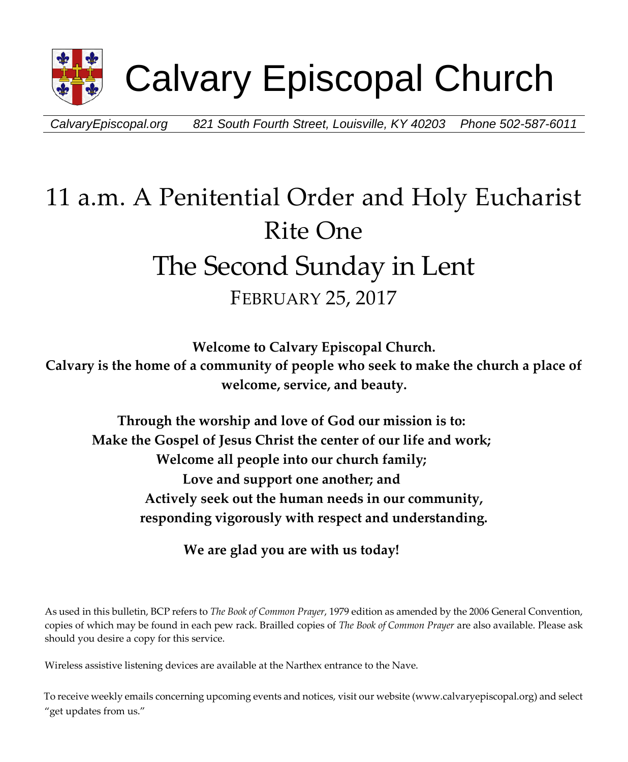# Calvary Episcopal Church

*CalvaryEpiscopal.org* *821 South Fourth Street, Louisville, KY 40203* *Phone 502-587-6011*

# 11 a.m. A Penitential Order and Holy Eucharist
# Rite One
# The Second Sunday in Lent
## FEBRUARY 25, 2017

**Welcome to Calvary Episcopal Church.**
**Calvary is the home of a community of people who seek to make the church a place of welcome, service, and beauty.**

**Through the worship and love of God our mission is to:**
**Make the Gospel of Jesus Christ the center of our life and work;**
**Welcome all people into our church family;**
**Love and support one another; and**
**Actively seek out the human needs in our community, responding vigorously with respect and understanding.**

**We are glad you are with us today!**

As used in this bulletin, BCP refers to *The Book of Common Prayer*, 1979 edition as amended by the 2006 General Convention, copies of which may be found in each pew rack. Brailled copies of *The Book of Common Prayer* are also available. Please ask should you desire a copy for this service.

Wireless assistive listening devices are available at the Narthex entrance to the Nave.

To receive weekly emails concerning upcoming events and notices, visit our website (www.calvaryepiscopal.org) and select "get updates from us."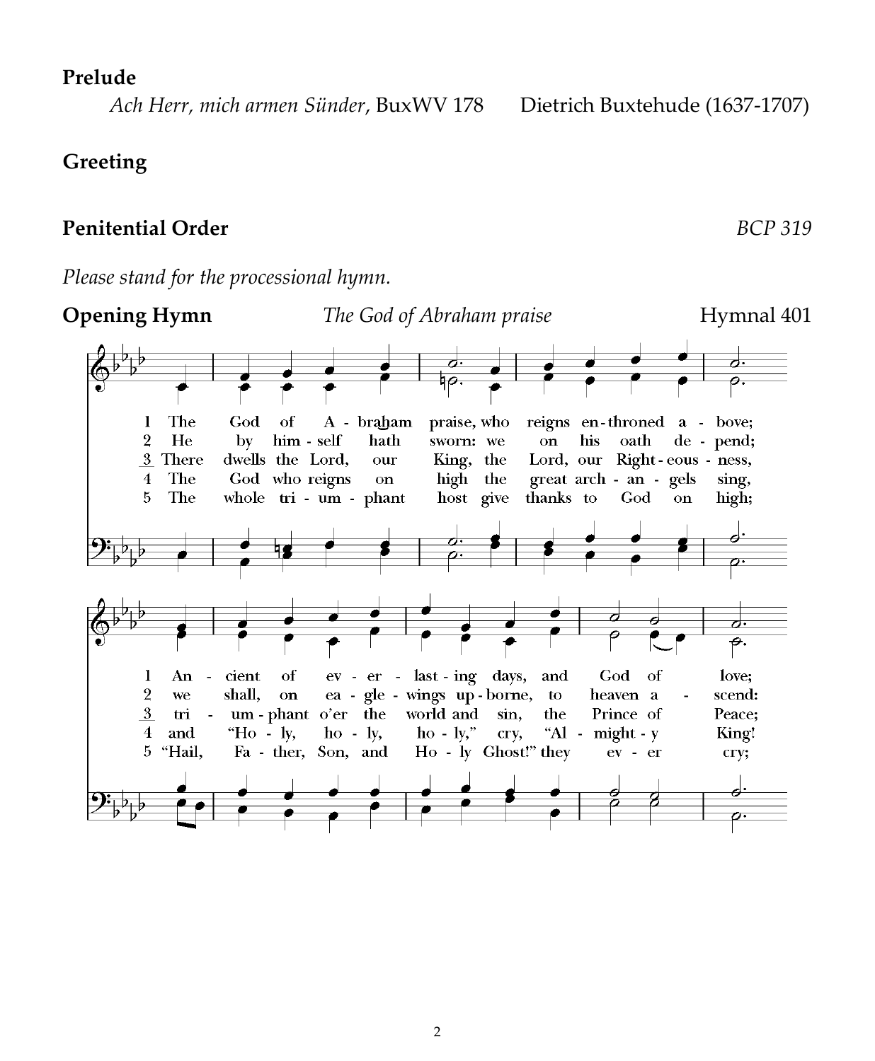**Prelude**

*Ach Herr, mich armen Sünder*, BuxWV 178 Dietrich Buxtehude (1637-1707)

**Greeting**

**Penitential Order** *BCP 319*

*Please stand for the processional hymn.*

**Opening Hymn** *The God of Abraham praise* Hymnal 401

1 The God of A - braham praise, who reigns en - throned a - bove;
2 He by him - self hath sworn: we on his oath de - pend;
3 There dwells the Lord, our King, the Lord, our Right - eous - ness,
4 The God who reigns on high the great arch - an - gels sing,
5 The whole tri - um - phant host give thanks to God on high;

1 An - cient of ev - er - last - ing days, and God of love;
2 we shall, on ea - gle - wings up - borne, to heaven a - scend:
3 tri - um - phant o'er the world and sin, the Prince of Peace;
4 and "Ho - ly, ho - ly, ho - ly," cry, "Al - might - y King!
5 "Hail, Fa - ther, Son, and Ho - ly Ghost!" they ev - er cry;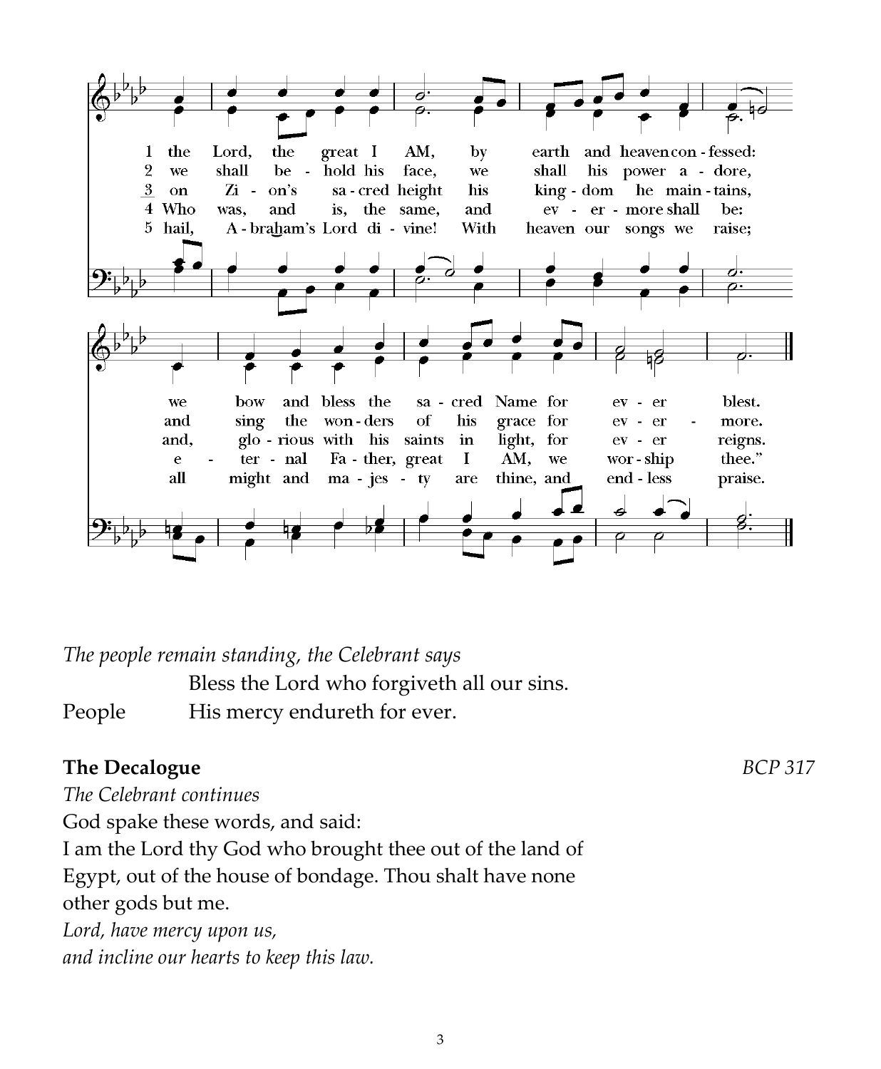1 the Lord, the great I AM, by earth and heaven con - fessed:
2 we shall be - hold his face, we shall his power a - dore,
3 on Zi - on's sa - cred height his king - dom he main - tains,
4 Who was, and is, the same, and ev - er - more shall be:
5 hail, A - bra-ham's Lord di - vine! With heaven our songs we raise;

we bow and bless the sa - cred Name for ev - er blest.
and sing the won - ders of his grace for ev - er - more.
and, glo - rious with his saints in light, for ev - er reigns.
e - ter - nal Fa - ther, great I AM, we wor - ship thee."
all might and ma - jes - ty are thine, and end - less praise.

*The people remain standing, the Celebrant says*

Bless the Lord who forgiveth all our sins.

People His mercy endureth for ever.

**The Decalogue** *BCP 317*

*The Celebrant continues*

God spake these words, and said:

I am the Lord thy God who brought thee out of the land of Egypt, out of the house of bondage. Thou shalt have none other gods but me.

*Lord, have mercy upon us,*
*and incline our hearts to keep this law.*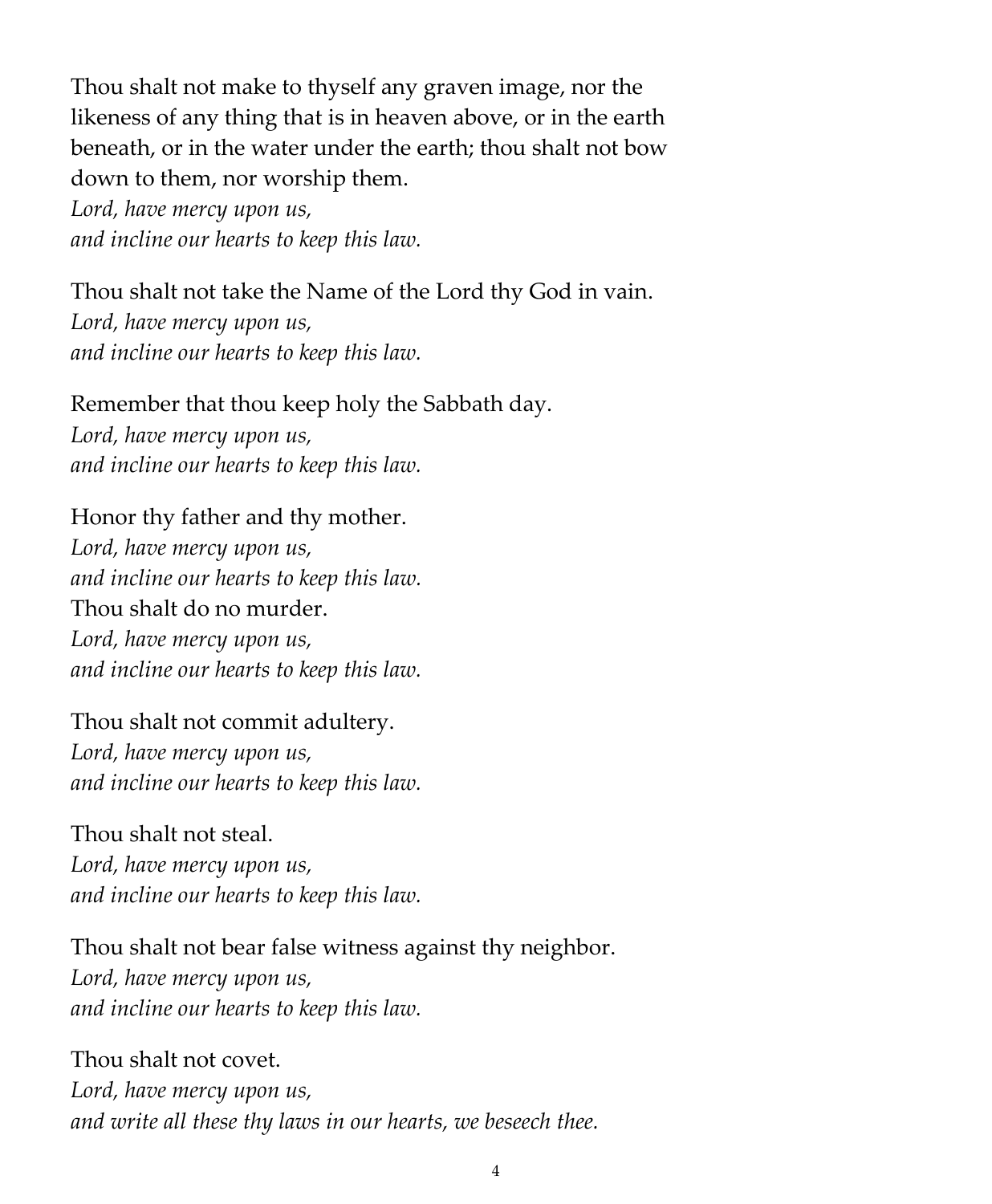Thou shalt not make to thyself any graven image, nor the likeness of any thing that is in heaven above, or in the earth beneath, or in the water under the earth; thou shalt not bow down to them, nor worship them.
*Lord, have mercy upon us,*
*and incline our hearts to keep this law.*

Thou shalt not take the Name of the Lord thy God in vain.
*Lord, have mercy upon us,*
*and incline our hearts to keep this law.*

Remember that thou keep holy the Sabbath day.
*Lord, have mercy upon us,*
*and incline our hearts to keep this law.*

Honor thy father and thy mother.
*Lord, have mercy upon us,*
*and incline our hearts to keep this law.*
Thou shalt do no murder.
*Lord, have mercy upon us,*
*and incline our hearts to keep this law.*

Thou shalt not commit adultery.
*Lord, have mercy upon us,*
*and incline our hearts to keep this law.*

Thou shalt not steal.
*Lord, have mercy upon us,*
*and incline our hearts to keep this law.*

Thou shalt not bear false witness against thy neighbor.
*Lord, have mercy upon us,*
*and incline our hearts to keep this law.*

Thou shalt not covet.
*Lord, have mercy upon us,*
*and write all these thy laws in our hearts, we beseech thee.*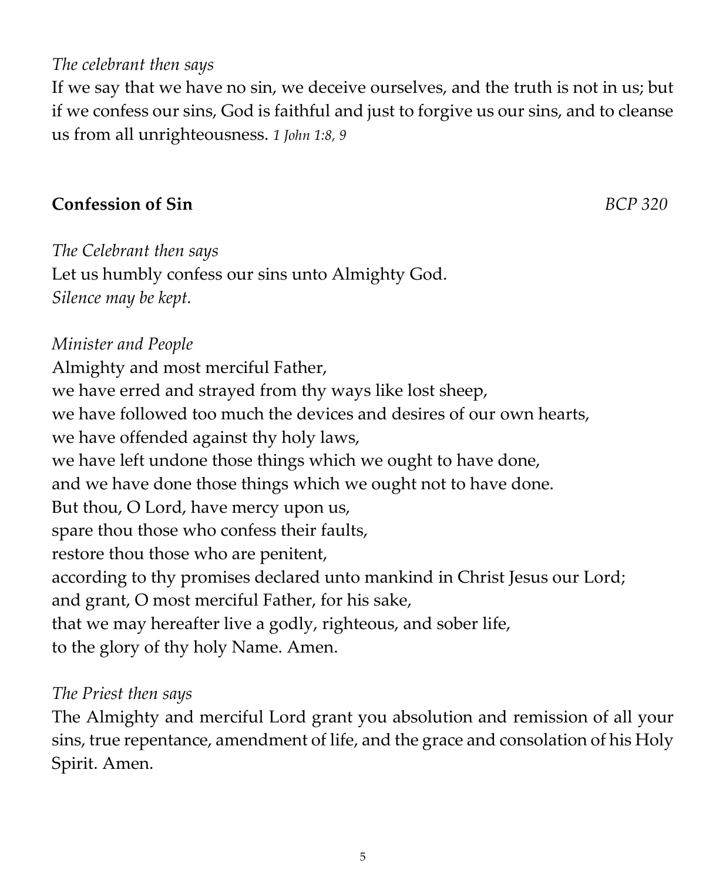*The celebrant then says*

If we say that we have no sin, we deceive ourselves, and the truth is not in us; but if we confess our sins, God is faithful and just to forgive us our sins, and to cleanse us from all unrighteousness. *1 John 1:8, 9*

**Confession of Sin** *BCP 320*

*The Celebrant then says*

Let us humbly confess our sins unto Almighty God.

*Silence may be kept.*

*Minister and People*

Almighty and most merciful Father,
we have erred and strayed from thy ways like lost sheep,
we have followed too much the devices and desires of our own hearts,
we have offended against thy holy laws,
we have left undone those things which we ought to have done,
and we have done those things which we ought not to have done.
But thou, O Lord, have mercy upon us,
spare thou those who confess their faults,
restore thou those who are penitent,
according to thy promises declared unto mankind in Christ Jesus our Lord;
and grant, O most merciful Father, for his sake,
that we may hereafter live a godly, righteous, and sober life,
to the glory of thy holy Name. Amen.

*The Priest then says*

The Almighty and merciful Lord grant you absolution and remission of all your sins, true repentance, amendment of life, and the grace and consolation of his Holy Spirit. Amen.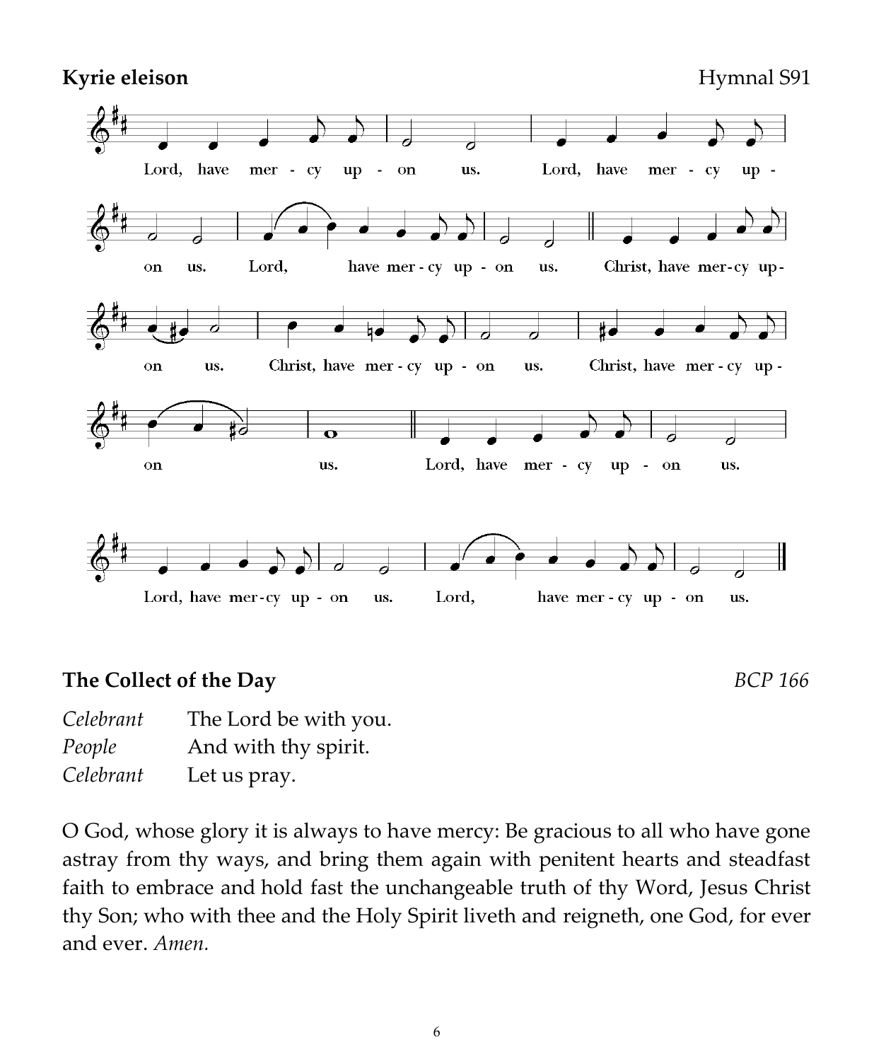**Kyrie eleison** Hymnal S91

Lord, have mer - cy up - on us. Lord, have mer - cy up - on us. Lord, have mer - cy up - on us. Christ, have mer - cy up - on us. Christ, have mer - cy up - on us. Christ, have mer - cy up - on us. Lord, have mer - cy up - on us. Lord, have mer - cy up - on us. Lord, have mer - cy up - on us.

**The Collect of the Day** *BCP 166*

*Celebrant* The Lord be with you.
*People* And with thy spirit.
*Celebrant* Let us pray.

O God, whose glory it is always to have mercy: Be gracious to all who have gone astray from thy ways, and bring them again with penitent hearts and steadfast faith to embrace and hold fast the unchangeable truth of thy Word, Jesus Christ thy Son; who with thee and the Holy Spirit liveth and reigneth, one God, for ever and ever. *Amen.*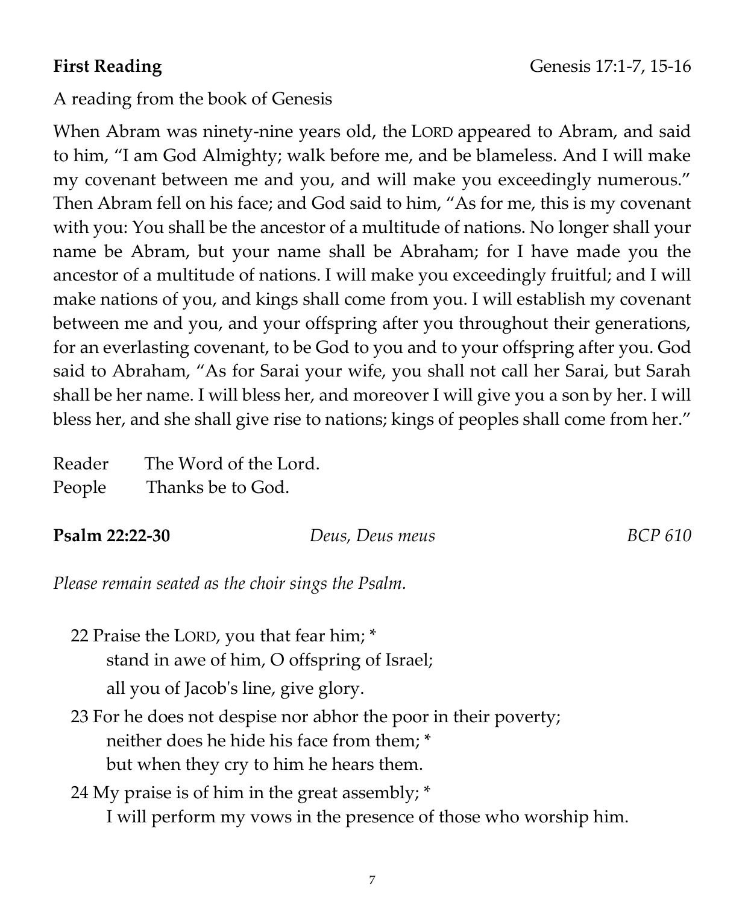**First Reading** Genesis 17:1-7, 15-16

A reading from the book of Genesis

When Abram was ninety-nine years old, the LORD appeared to Abram, and said to him, "I am God Almighty; walk before me, and be blameless. And I will make my covenant between me and you, and will make you exceedingly numerous." Then Abram fell on his face; and God said to him, "As for me, this is my covenant with you: You shall be the ancestor of a multitude of nations. No longer shall your name be Abram, but your name shall be Abraham; for I have made you the ancestor of a multitude of nations. I will make you exceedingly fruitful; and I will make nations of you, and kings shall come from you. I will establish my covenant between me and you, and your offspring after you throughout their generations, for an everlasting covenant, to be God to you and to your offspring after you. God said to Abraham, "As for Sarai your wife, you shall not call her Sarai, but Sarah shall be her name. I will bless her, and moreover I will give you a son by her. I will bless her, and she shall give rise to nations; kings of peoples shall come from her."

Reader The Word of the Lord.
People Thanks be to God.

**Psalm 22:22-30** *Deus, Deus meus* *BCP 610*

*Please remain seated as the choir sings the Psalm.*

22 Praise the LORD, you that fear him; *
stand in awe of him, O offspring of Israel;
all you of Jacob's line, give glory.

23 For he does not despise nor abhor the poor in their poverty;
neither does he hide his face from them; *
but when they cry to him he hears them.

24 My praise is of him in the great assembly; *
I will perform my vows in the presence of those who worship him.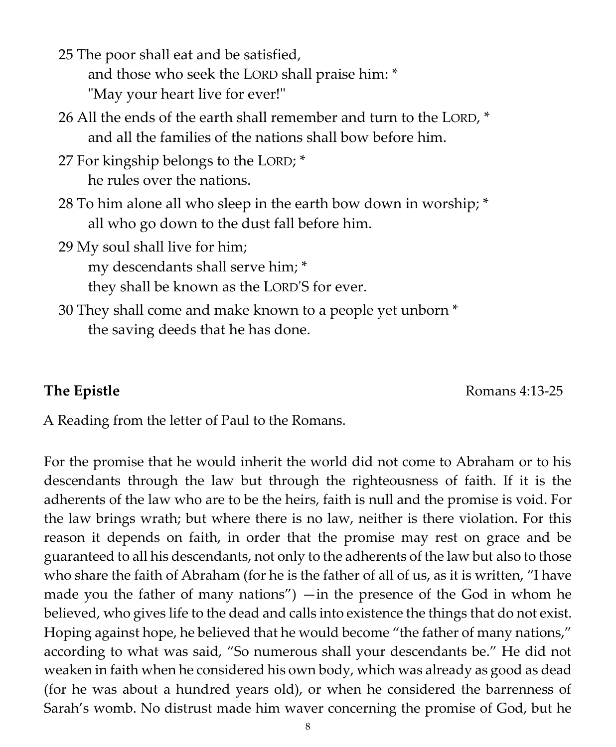25 The poor shall eat and be satisfied,
 and those who seek the LORD shall praise him: *
 "May your heart live for ever!"

26 All the ends of the earth shall remember and turn to the LORD, *
 and all the families of the nations shall bow before him.

27 For kingship belongs to the LORD; *
 he rules over the nations.

28 To him alone all who sleep in the earth bow down in worship; *
 all who go down to the dust fall before him.

29 My soul shall live for him;
 my descendants shall serve him; *
 they shall be known as the LORD'S for ever.

30 They shall come and make known to a people yet unborn *
 the saving deeds that he has done.

**The Epistle** Romans 4:13-25

A Reading from the letter of Paul to the Romans.

For the promise that he would inherit the world did not come to Abraham or to his descendants through the law but through the righteousness of faith. If it is the adherents of the law who are to be the heirs, faith is null and the promise is void. For the law brings wrath; but where there is no law, neither is there violation. For this reason it depends on faith, in order that the promise may rest on grace and be guaranteed to all his descendants, not only to the adherents of the law but also to those who share the faith of Abraham (for he is the father of all of us, as it is written, "I have made you the father of many nations") —in the presence of the God in whom he believed, who gives life to the dead and calls into existence the things that do not exist. Hoping against hope, he believed that he would become "the father of many nations," according to what was said, "So numerous shall your descendants be." He did not weaken in faith when he considered his own body, which was already as good as dead (for he was about a hundred years old), or when he considered the barrenness of Sarah's womb. No distrust made him waver concerning the promise of God, but he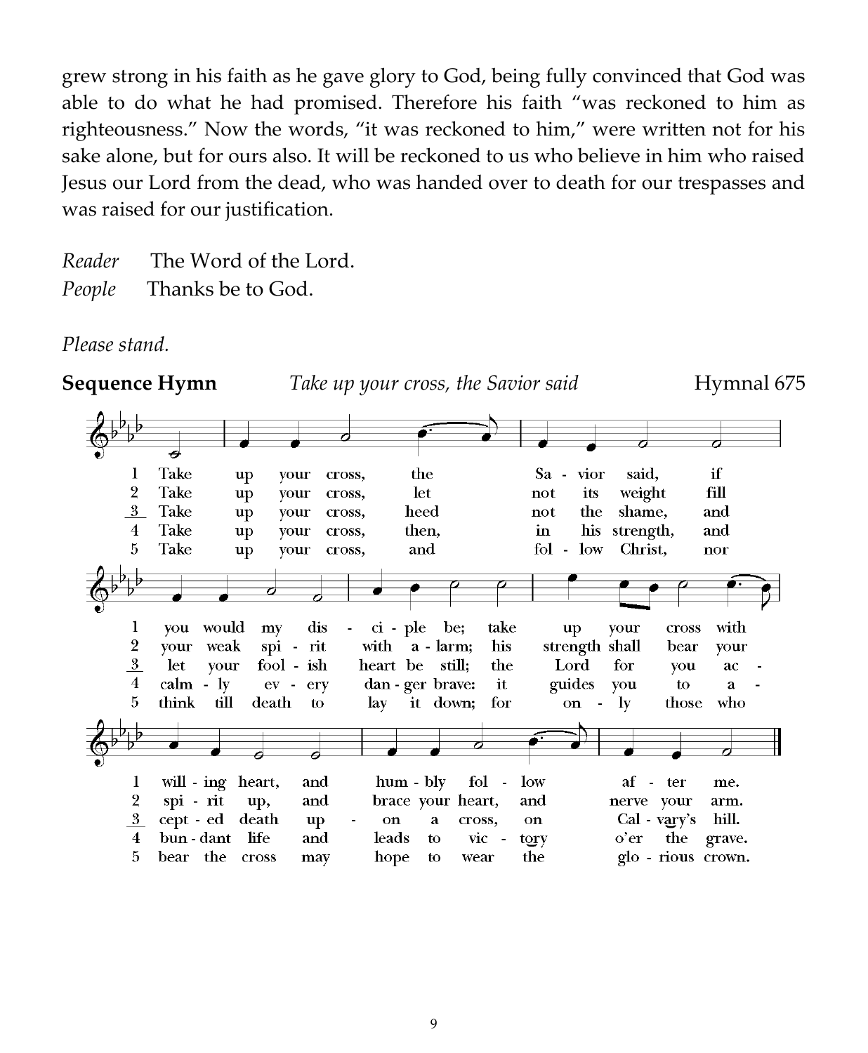grew strong in his faith as he gave glory to God, being fully convinced that God was able to do what he had promised. Therefore his faith "was reckoned to him as righteousness." Now the words, "it was reckoned to him," were written not for his sake alone, but for ours also. It will be reckoned to us who believe in him who raised Jesus our Lord from the dead, who was handed over to death for our trespasses and was raised for our justification.

*Reader* The Word of the Lord.
*People* Thanks be to God.

*Please stand.*

**Sequence Hymn** *Take up your cross, the Savior said* Hymnal 675

1 Take up your cross, the Savior said, if you would my disciple be; take up your cross with willing heart, and humbly follow after me.

2 Take up your cross, let not its weight fill your weak spirit with alarm; his strength shall bear your spirit up, and brace your heart, and nerve your arm.

3 Take up your cross, heed not the shame, and let your foolish heart be still; the Lord for you accepted death upon a cross, on Calvary's hill.

4 Take up your cross, then, in his strength, and calmly every danger brave: it guides you to abundant life and leads to victory o'er the grave.

5 Take up your cross, and follow Christ, nor think till death to lay it down; for only those who bear the cross may hope to wear the glorious crown.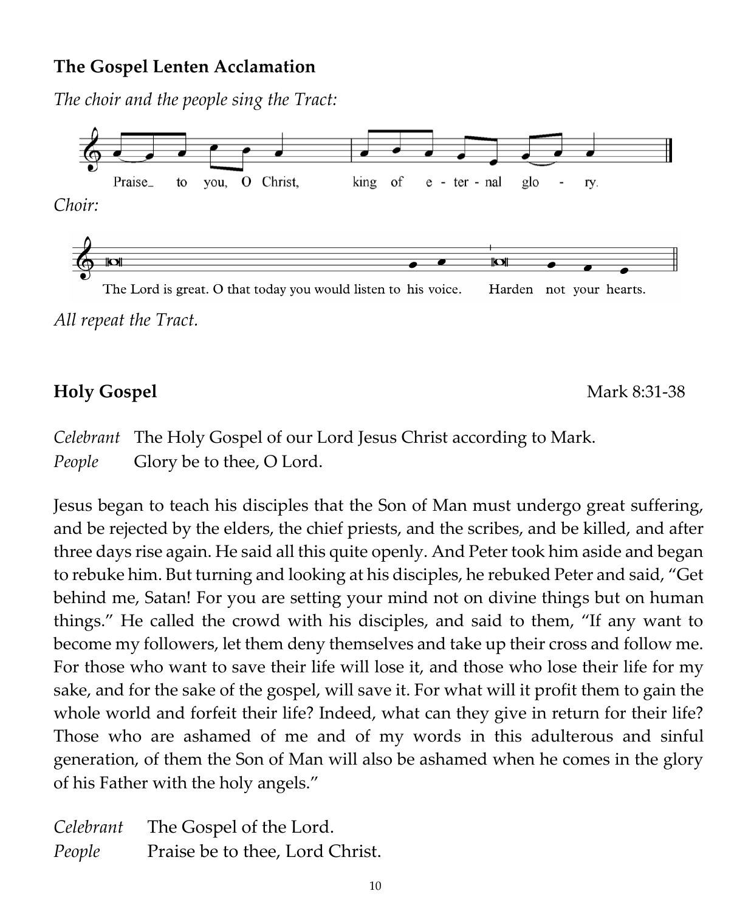**The Gospel Lenten Acclamation**

*The choir and the people sing the Tract:*

Praise to you, O Christ, king of e - ter - nal glo - ry.

*Choir:*

The Lord is great. O that today you would listen to his voice. Harden not your hearts.

*All repeat the Tract.*

**Holy Gospel** Mark 8:31-38

*Celebrant* The Holy Gospel of our Lord Jesus Christ according to Mark.
*People* Glory be to thee, O Lord.

Jesus began to teach his disciples that the Son of Man must undergo great suffering, and be rejected by the elders, the chief priests, and the scribes, and be killed, and after three days rise again. He said all this quite openly. And Peter took him aside and began to rebuke him. But turning and looking at his disciples, he rebuked Peter and said, "Get behind me, Satan! For you are setting your mind not on divine things but on human things." He called the crowd with his disciples, and said to them, "If any want to become my followers, let them deny themselves and take up their cross and follow me. For those who want to save their life will lose it, and those who lose their life for my sake, and for the sake of the gospel, will save it. For what will it profit them to gain the whole world and forfeit their life? Indeed, what can they give in return for their life? Those who are ashamed of me and of my words in this adulterous and sinful generation, of them the Son of Man will also be ashamed when he comes in the glory of his Father with the holy angels."

*Celebrant* The Gospel of the Lord.
*People* Praise be to thee, Lord Christ.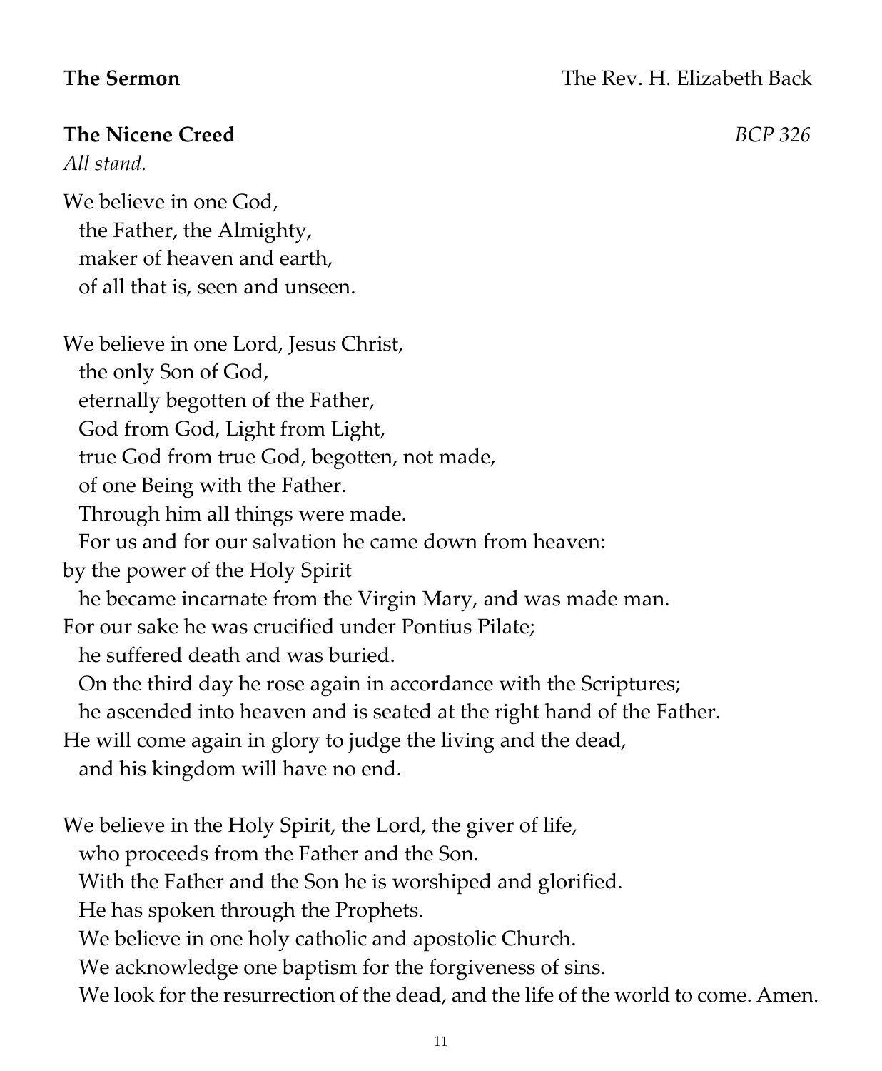**The Sermon** The Rev. H. Elizabeth Back

**The Nicene Creed** *BCP 326*

*All stand.*

We believe in one God,
the Father, the Almighty,
maker of heaven and earth,
of all that is, seen and unseen.

We believe in one Lord, Jesus Christ,
the only Son of God,
eternally begotten of the Father,
God from God, Light from Light,
true God from true God, begotten, not made,
of one Being with the Father.
Through him all things were made.
For us and for our salvation he came down from heaven:
by the power of the Holy Spirit
he became incarnate from the Virgin Mary, and was made man.
For our sake he was crucified under Pontius Pilate;
he suffered death and was buried.
On the third day he rose again in accordance with the Scriptures;
he ascended into heaven and is seated at the right hand of the Father.
He will come again in glory to judge the living and the dead,
and his kingdom will have no end.

We believe in the Holy Spirit, the Lord, the giver of life,
who proceeds from the Father and the Son.
With the Father and the Son he is worshiped and glorified.
He has spoken through the Prophets.
We believe in one holy catholic and apostolic Church.
We acknowledge one baptism for the forgiveness of sins.
We look for the resurrection of the dead, and the life of the world to come. Amen.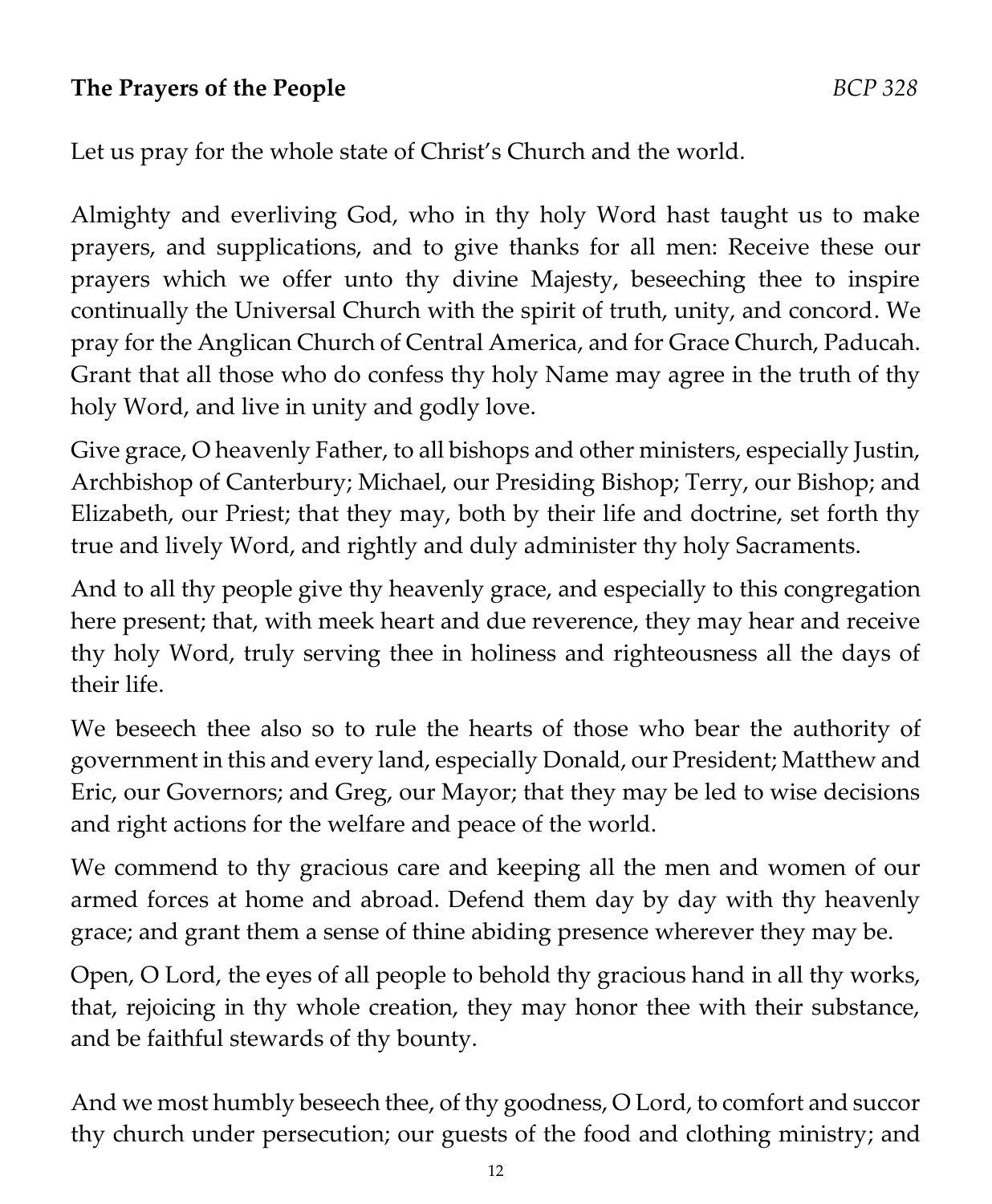**The Prayers of the People** *BCP 328*

Let us pray for the whole state of Christ's Church and the world.

Almighty and everliving God, who in thy holy Word hast taught us to make prayers, and supplications, and to give thanks for all men: Receive these our prayers which we offer unto thy divine Majesty, beseeching thee to inspire continually the Universal Church with the spirit of truth, unity, and concord. We pray for the Anglican Church of Central America, and for Grace Church, Paducah. Grant that all those who do confess thy holy Name may agree in the truth of thy holy Word, and live in unity and godly love.

Give grace, O heavenly Father, to all bishops and other ministers, especially Justin, Archbishop of Canterbury; Michael, our Presiding Bishop; Terry, our Bishop; and Elizabeth, our Priest; that they may, both by their life and doctrine, set forth thy true and lively Word, and rightly and duly administer thy holy Sacraments.

And to all thy people give thy heavenly grace, and especially to this congregation here present; that, with meek heart and due reverence, they may hear and receive thy holy Word, truly serving thee in holiness and righteousness all the days of their life.

We beseech thee also so to rule the hearts of those who bear the authority of government in this and every land, especially Donald, our President; Matthew and Eric, our Governors; and Greg, our Mayor; that they may be led to wise decisions and right actions for the welfare and peace of the world.

We commend to thy gracious care and keeping all the men and women of our armed forces at home and abroad. Defend them day by day with thy heavenly grace; and grant them a sense of thine abiding presence wherever they may be.

Open, O Lord, the eyes of all people to behold thy gracious hand in all thy works, that, rejoicing in thy whole creation, they may honor thee with their substance, and be faithful stewards of thy bounty.

And we most humbly beseech thee, of thy goodness, O Lord, to comfort and succor thy church under persecution; our guests of the food and clothing ministry; and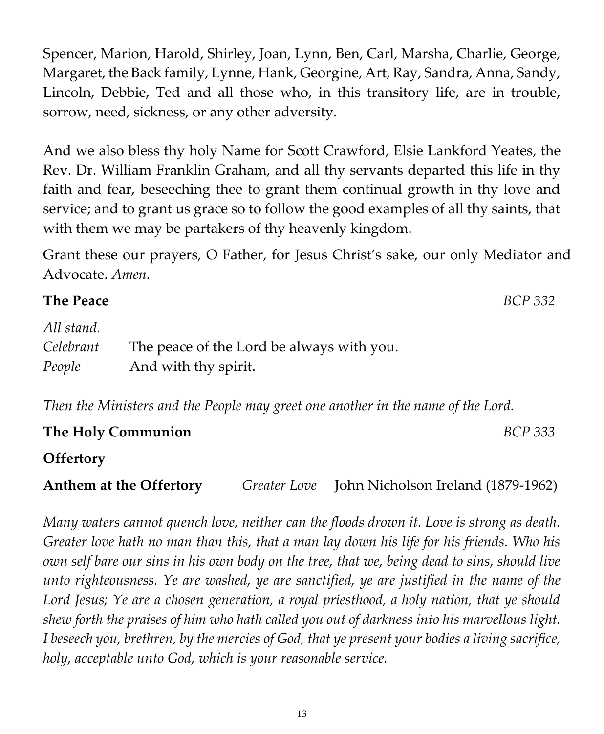Spencer, Marion, Harold, Shirley, Joan, Lynn, Ben, Carl, Marsha, Charlie, George, Margaret, the Back family, Lynne, Hank, Georgine, Art, Ray, Sandra, Anna, Sandy, Lincoln, Debbie, Ted and all those who, in this transitory life, are in trouble, sorrow, need, sickness, or any other adversity.

And we also bless thy holy Name for Scott Crawford, Elsie Lankford Yeates, the Rev. Dr. William Franklin Graham, and all thy servants departed this life in thy faith and fear, beseeching thee to grant them continual growth in thy love and service; and to grant us grace so to follow the good examples of all thy saints, that with them we may be partakers of thy heavenly kingdom.

Grant these our prayers, O Father, for Jesus Christ's sake, our only Mediator and Advocate. *Amen.*

**The Peace** *BCP 332*

*All stand.*

*Celebrant* The peace of the Lord be always with you.
*People* And with thy spirit.

*Then the Ministers and the People may greet one another in the name of the Lord.*

**The Holy Communion** *BCP 333*

**Offertory**

**Anthem at the Offertory** *Greater Love* John Nicholson Ireland (1879-1962)

*Many waters cannot quench love, neither can the floods drown it. Love is strong as death. Greater love hath no man than this, that a man lay down his life for his friends. Who his own self bare our sins in his own body on the tree, that we, being dead to sins, should live unto righteousness. Ye are washed, ye are sanctified, ye are justified in the name of the Lord Jesus; Ye are a chosen generation, a royal priesthood, a holy nation, that ye should shew forth the praises of him who hath called you out of darkness into his marvellous light. I beseech you, brethren, by the mercies of God, that ye present your bodies a living sacrifice, holy, acceptable unto God, which is your reasonable service.*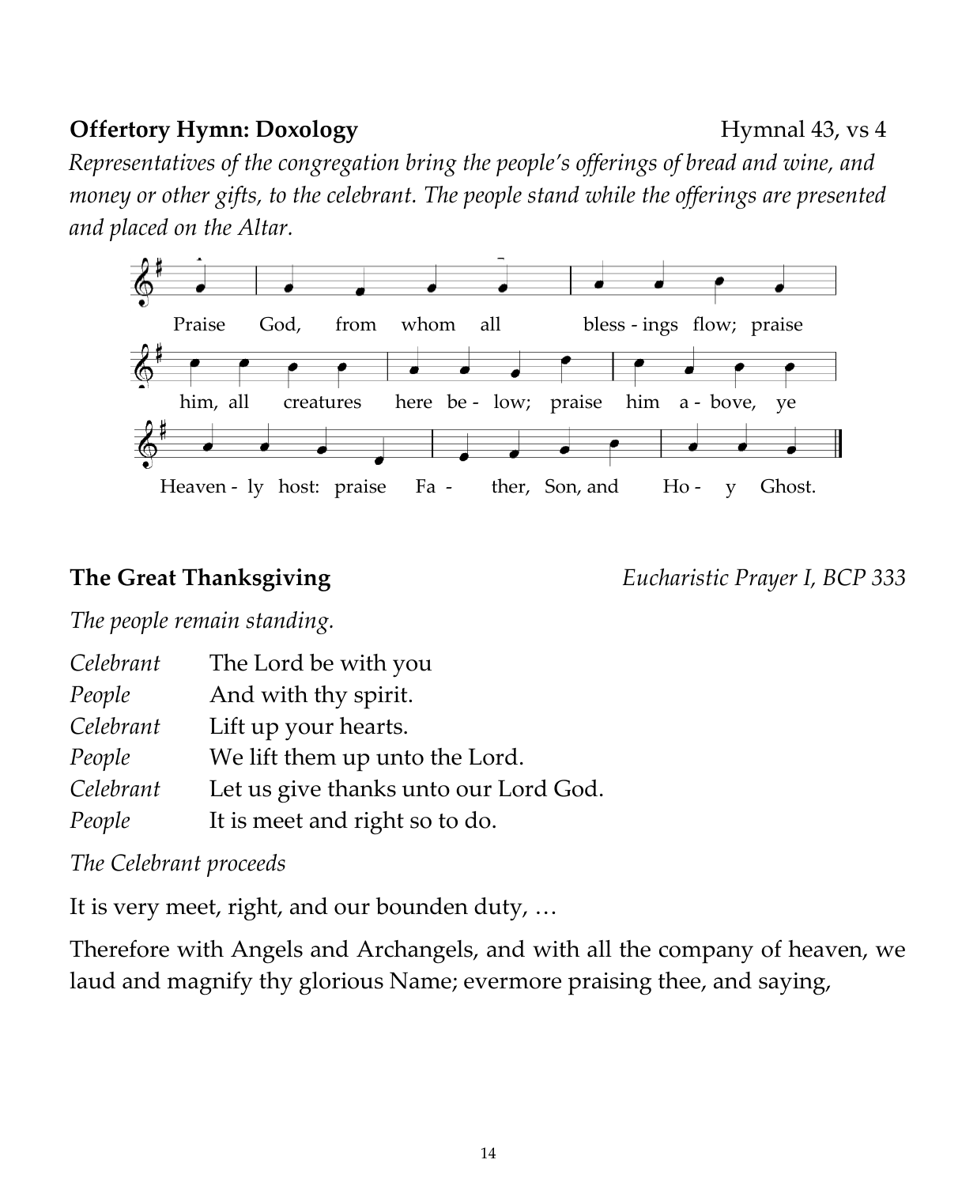**Offertory Hymn: Doxology** Hymnal 43, vs 4

*Representatives of the congregation bring the people's offerings of bread and wine, and money or other gifts, to the celebrant. The people stand while the offerings are presented and placed on the Altar.*

Praise God, from whom all bless - ings flow; praise him, all creatures here be - low; praise him a - bove, ye Heaven - ly host: praise Fa - ther, Son, and Ho - y Ghost.

**The Great Thanksgiving** *Eucharistic Prayer I, BCP 333*

*The people remain standing.*

*Celebrant* The Lord be with you
*People* And with thy spirit.
*Celebrant* Lift up your hearts.
*People* We lift them up unto the Lord.
*Celebrant* Let us give thanks unto our Lord God.
*People* It is meet and right so to do.

*The Celebrant proceeds*

It is very meet, right, and our bounden duty, …

Therefore with Angels and Archangels, and with all the company of heaven, we laud and magnify thy glorious Name; evermore praising thee, and saying,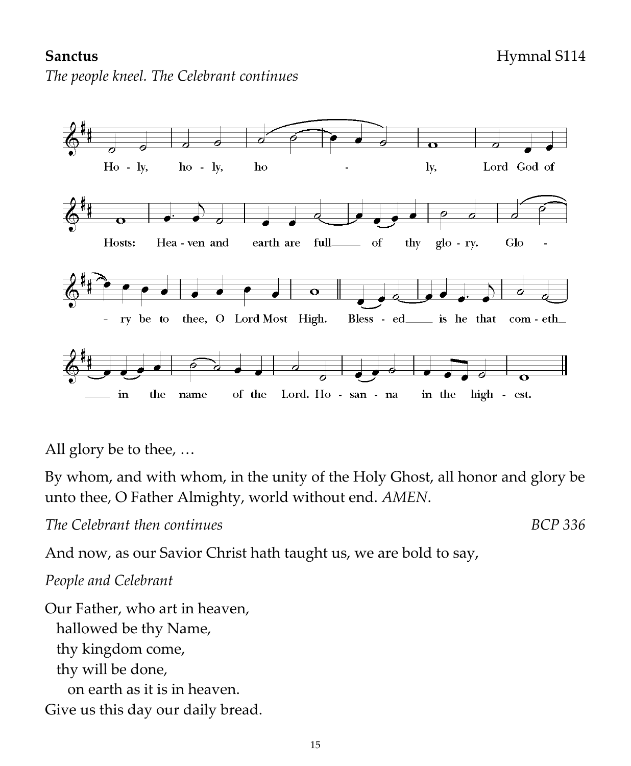**Sanctus** Hymnal S114

*The people kneel. The Celebrant continues*

Holy, holy, holy, Lord God of Hosts: Heaven and earth are full of thy glory. Glory be to thee, O Lord Most High. Blessed is he that cometh in the name of the Lord. Hosanna in the highest.

All glory be to thee, …

By whom, and with whom, in the unity of the Holy Ghost, all honor and glory be unto thee, O Father Almighty, world without end. *AMEN*.

*The Celebrant then continues* *BCP 336*

And now, as our Savior Christ hath taught us, we are bold to say,

*People and Celebrant*

Our Father, who art in heaven,
  hallowed be thy Name,
  thy kingdom come,
  thy will be done,
    on earth as it is in heaven.
Give us this day our daily bread.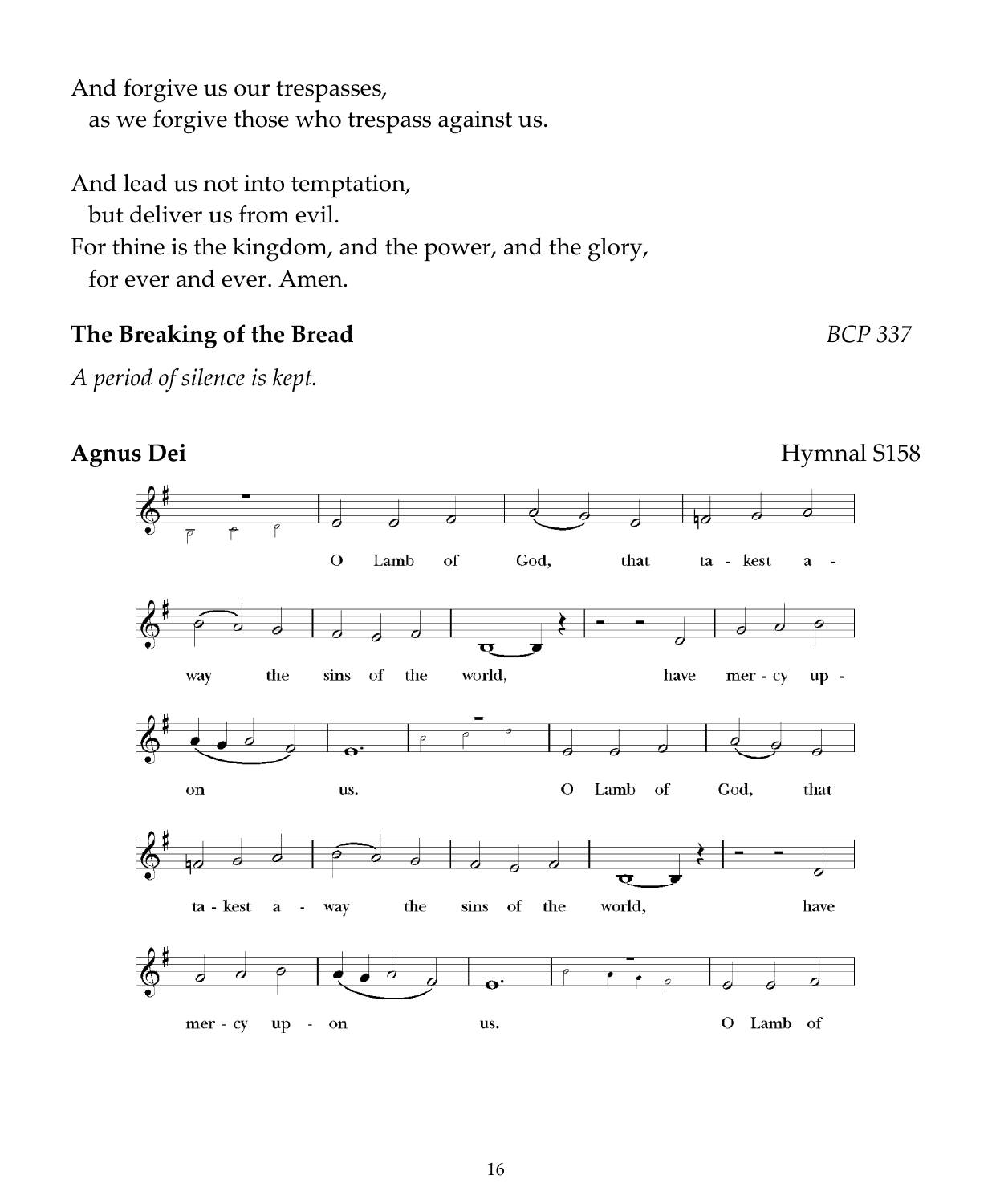And forgive us our trespasses,
 as we forgive those who trespass against us.

And lead us not into temptation,
 but deliver us from evil.
For thine is the kingdom, and the power, and the glory,
 for ever and ever. Amen.

**The Breaking of the Bread** *BCP 337*

*A period of silence is kept.*

**Agnus Dei** Hymnal S158

O Lamb of God, that takest away the sins of the world, have mercy upon us.

O Lamb of God, that takest away the sins of the world, have mercy upon us.

O Lamb of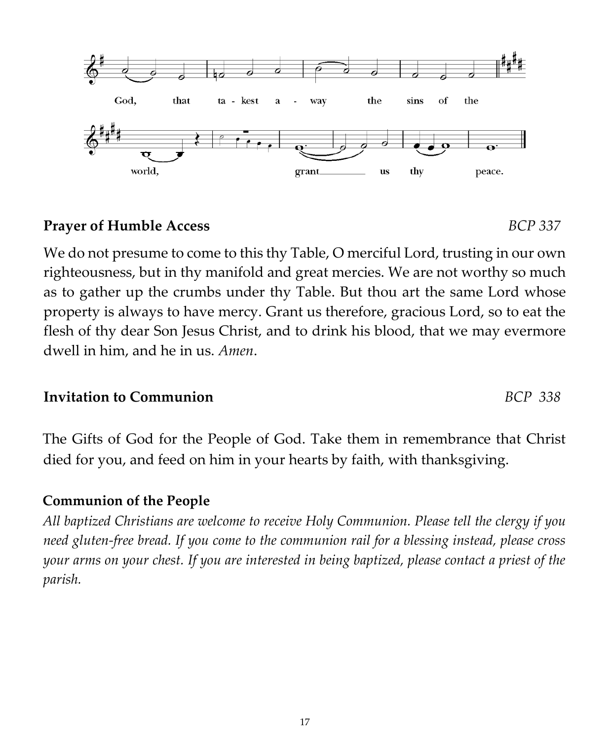God, that ta - kest a - way the sins of the world, grant us thy peace.

**Prayer of Humble Access** *BCP 337*

We do not presume to come to this thy Table, O merciful Lord, trusting in our own righteousness, but in thy manifold and great mercies. We are not worthy so much as to gather up the crumbs under thy Table. But thou art the same Lord whose property is always to have mercy. Grant us therefore, gracious Lord, so to eat the flesh of thy dear Son Jesus Christ, and to drink his blood, that we may evermore dwell in him, and he in us. *Amen*.

**Invitation to Communion** *BCP 338*

The Gifts of God for the People of God. Take them in remembrance that Christ died for you, and feed on him in your hearts by faith, with thanksgiving.

**Communion of the People**

*All baptized Christians are welcome to receive Holy Communion. Please tell the clergy if you need gluten-free bread. If you come to the communion rail for a blessing instead, please cross your arms on your chest. If you are interested in being baptized, please contact a priest of the parish.*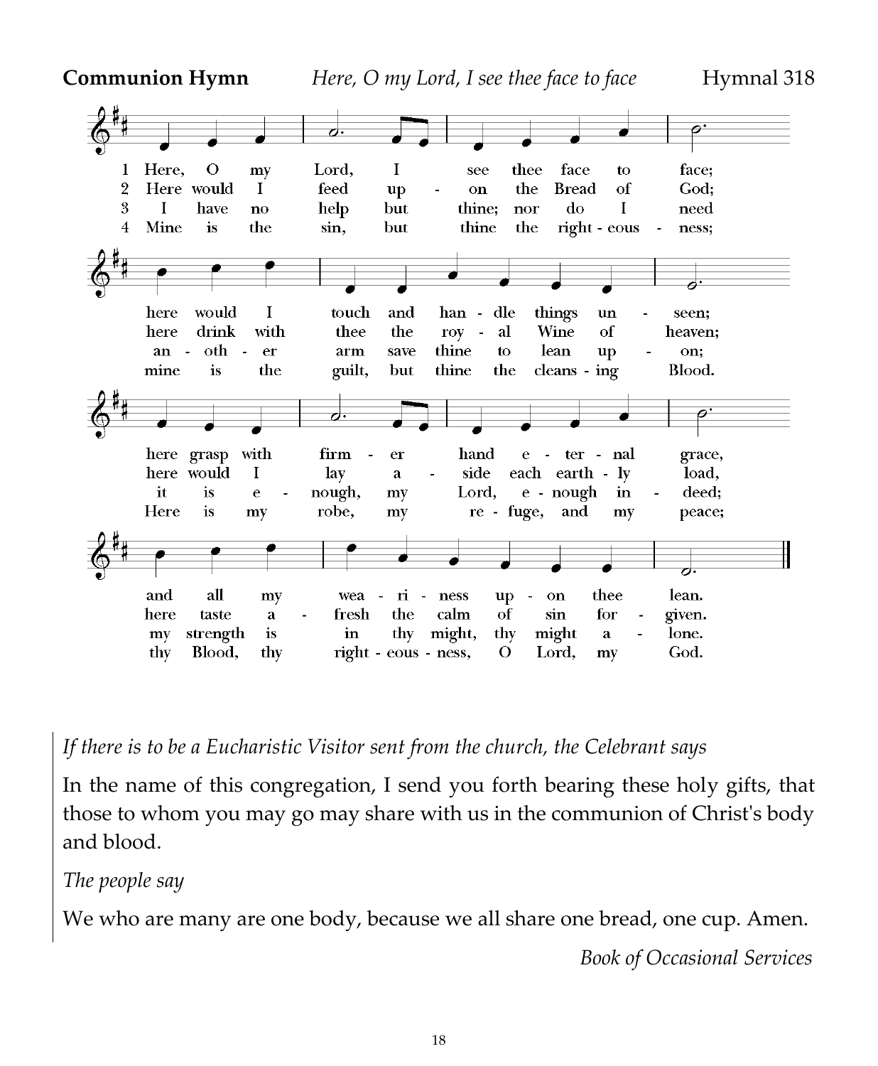**Communion Hymn** *Here, O my Lord, I see thee face to face* Hymnal 318

1 Here, O my Lord, I see thee face to face;
here would I touch and handle things unseen;
here grasp with firmer hand eternal grace,
and all my weariness upon thee lean.

2 Here would I feed upon the Bread of God;
here drink with thee the royal Wine of heaven;
here would I lay aside each earthly load,
here taste afresh the calm of sin forgiven.

3 I have no help but thine; nor do I need
another arm save thine to lean upon;
it is enough, my Lord, enough indeed;
my strength is in thy might, thy might alone.

4 Mine is the sin, but thine the righteousness;
mine is the guilt, but thine the cleansing Blood.
Here is my robe, my refuge, and my peace;
thy Blood, thy righteousness, O Lord, my God.

*If there is to be a Eucharistic Visitor sent from the church, the Celebrant says*

In the name of this congregation, I send you forth bearing these holy gifts, that those to whom you may go may share with us in the communion of Christ's body and blood.

*The people say*

We who are many are one body, because we all share one bread, one cup. Amen.

*Book of Occasional Services*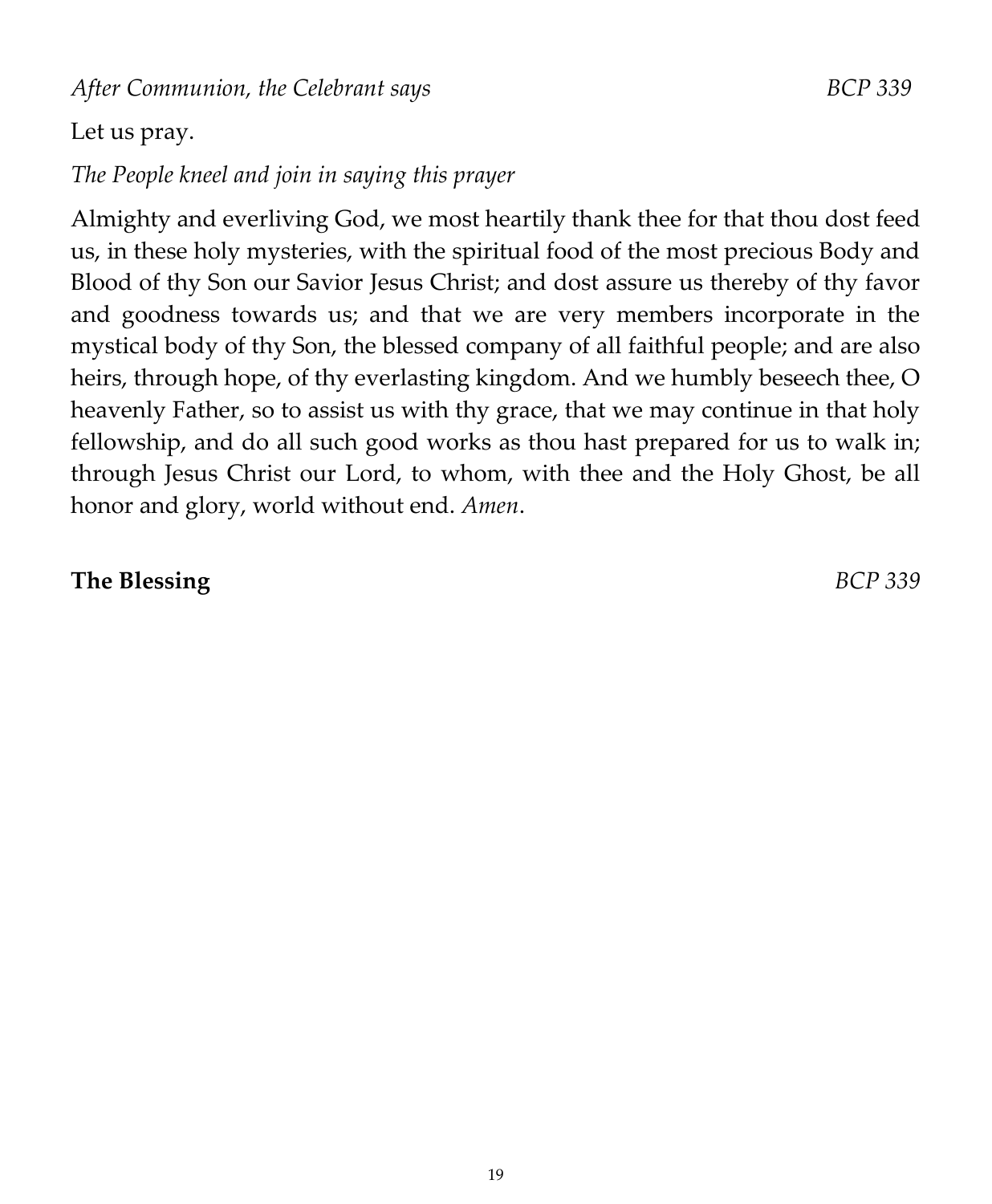*After Communion, the Celebrant says* *BCP 339*

Let us pray.

*The People kneel and join in saying this prayer*

Almighty and everliving God, we most heartily thank thee for that thou dost feed us, in these holy mysteries, with the spiritual food of the most precious Body and Blood of thy Son our Savior Jesus Christ; and dost assure us thereby of thy favor and goodness towards us; and that we are very members incorporate in the mystical body of thy Son, the blessed company of all faithful people; and are also heirs, through hope, of thy everlasting kingdom. And we humbly beseech thee, O heavenly Father, so to assist us with thy grace, that we may continue in that holy fellowship, and do all such good works as thou hast prepared for us to walk in; through Jesus Christ our Lord, to whom, with thee and the Holy Ghost, be all honor and glory, world without end. *Amen*.

**The Blessing** *BCP 339*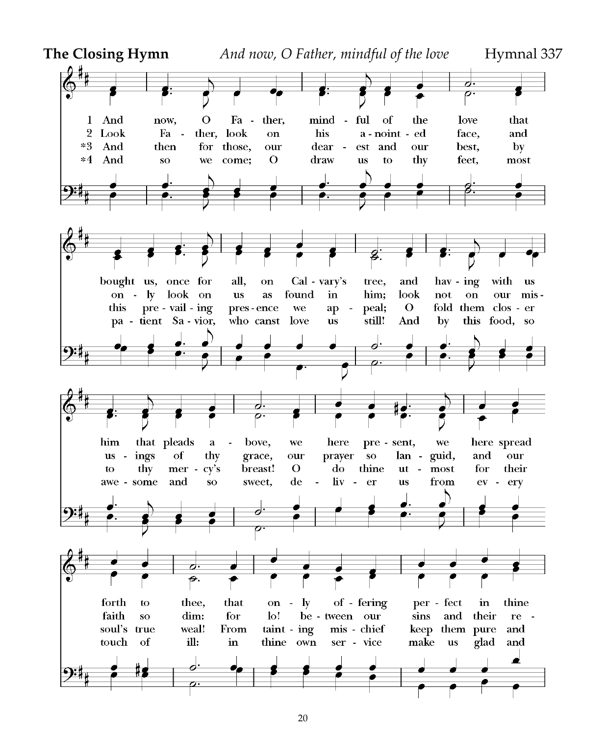**The Closing Hymn** *And now, O Father, mindful of the love* Hymnal 337

1 And now, O Father, mindful of the love that bought us, once for all, on Calvary's tree, and having with us him that pleads above, we here present, we here spread forth to thee, that only offering perfect in thine

2 Look Father, look on his anointed face, and only look on us as found in him; look not on our misusings of thy grace, our prayer so languid, and our faith so dim: for lo! between our sins and their re-

*3 And then for those, our dearest and our best, by this prevailing presence we appeal; O fold them closer to thy mercy's breast! O do thine utmost for their soul's true weal! From tainting mischief keep them pure and

*4 And so we come; O draw us to thy feet, most patient Savior, who canst love us still! And by this food, so awesome and so sweet, deliver us from every touch of ill: in thine own service make us glad and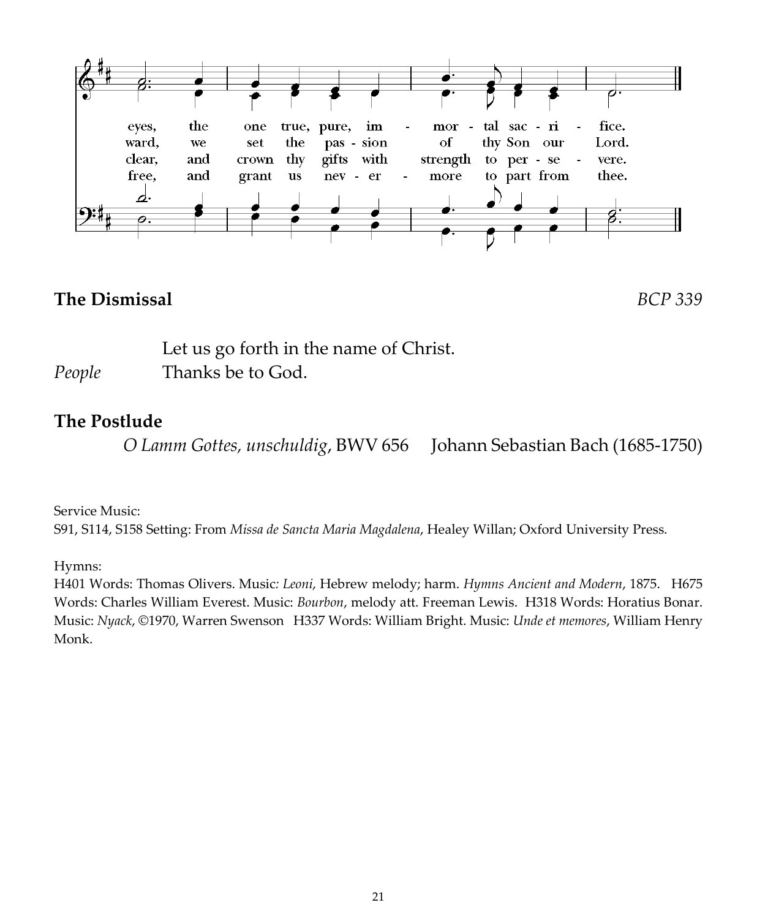eyes, the one true, pure, im - mor - tal sac - ri - fice.
ward, we set the pas - sion of thy Son our Lord.
clear, and crown thy gifts with strength to per - se - vere.
free, and grant us nev - er - more to part from thee.

## The Dismissal

*BCP 339*

Let us go forth in the name of Christ.

*People* Thanks be to God.

## The Postlude

*O Lamm Gottes, unschuldig*, BWV 656 Johann Sebastian Bach (1685-1750)

Service Music:
S91, S114, S158 Setting: From *Missa de Sancta Maria Magdalena*, Healey Willan; Oxford University Press.

Hymns:
H401 Words: Thomas Olivers. Music: *Leoni*, Hebrew melody; harm. *Hymns Ancient and Modern*, 1875. H675 Words: Charles William Everest. Music: *Bourbon*, melody att. Freeman Lewis. H318 Words: Horatius Bonar. Music: *Nyack*, ©1970, Warren Swenson H337 Words: William Bright. Music: *Unde et memores*, William Henry Monk.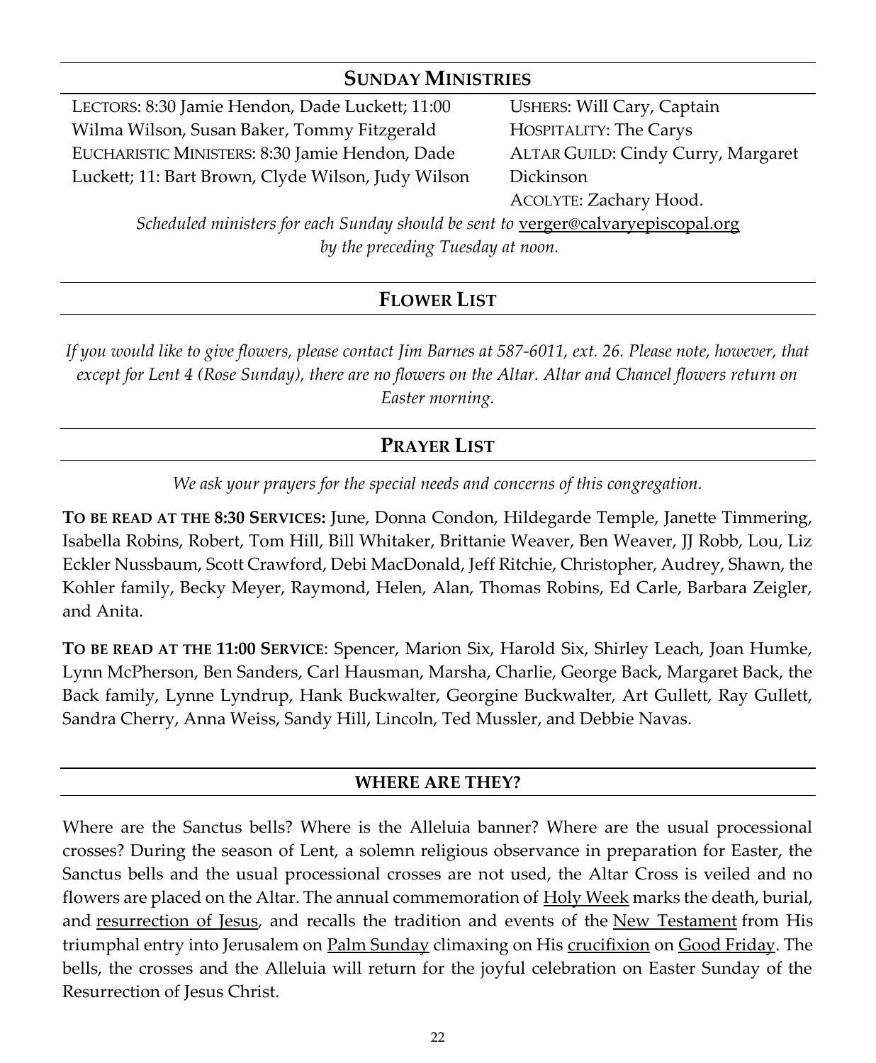## SUNDAY MINISTRIES

LECTORS: 8:30 Jamie Hendon, Dade Luckett; 11:00 Wilma Wilson, Susan Baker, Tommy Fitzgerald
EUCHARISTIC MINISTERS: 8:30 Jamie Hendon, Dade Luckett; 11: Bart Brown, Clyde Wilson, Judy Wilson

USHERS: Will Cary, Captain
HOSPITALITY: The Carys
ALTAR GUILD: Cindy Curry, Margaret Dickinson
ACOLYTE: Zachary Hood.

*Scheduled ministers for each Sunday should be sent to* verger@calvaryepiscopal.org *by the preceding Tuesday at noon.*

## FLOWER LIST

*If you would like to give flowers, please contact Jim Barnes at 587-6011, ext. 26. Please note, however, that except for Lent 4 (Rose Sunday), there are no flowers on the Altar. Altar and Chancel flowers return on Easter morning.*

## PRAYER LIST

*We ask your prayers for the special needs and concerns of this congregation.*

**TO BE READ AT THE 8:30 SERVICES:** June, Donna Condon, Hildegarde Temple, Janette Timmering, Isabella Robins, Robert, Tom Hill, Bill Whitaker, Brittanie Weaver, Ben Weaver, JJ Robb, Lou, Liz Eckler Nussbaum, Scott Crawford, Debi MacDonald, Jeff Ritchie, Christopher, Audrey, Shawn, the Kohler family, Becky Meyer, Raymond, Helen, Alan, Thomas Robins, Ed Carle, Barbara Zeigler, and Anita.

**TO BE READ AT THE 11:00 SERVICE**: Spencer, Marion Six, Harold Six, Shirley Leach, Joan Humke, Lynn McPherson, Ben Sanders, Carl Hausman, Marsha, Charlie, George Back, Margaret Back, the Back family, Lynne Lyndrup, Hank Buckwalter, Georgine Buckwalter, Art Gullett, Ray Gullett, Sandra Cherry, Anna Weiss, Sandy Hill, Lincoln, Ted Mussler, and Debbie Navas.

## WHERE ARE THEY?

Where are the Sanctus bells? Where is the Alleluia banner? Where are the usual processional crosses? During the season of Lent, a solemn religious observance in preparation for Easter, the Sanctus bells and the usual processional crosses are not used, the Altar Cross is veiled and no flowers are placed on the Altar. The annual commemoration of Holy Week marks the death, burial, and resurrection of Jesus, and recalls the tradition and events of the New Testament from His triumphal entry into Jerusalem on Palm Sunday climaxing on His crucifixion on Good Friday. The bells, the crosses and the Alleluia will return for the joyful celebration on Easter Sunday of the Resurrection of Jesus Christ.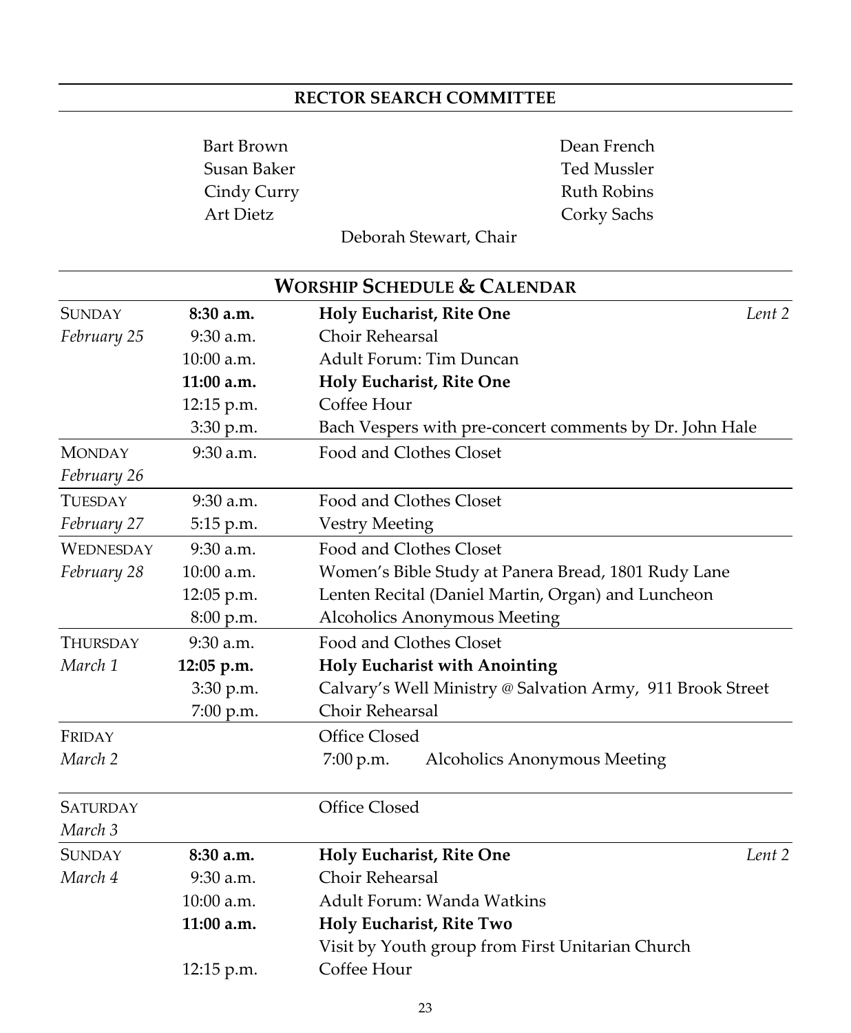## RECTOR SEARCH COMMITTEE

Bart Brown
Susan Baker
Cindy Curry
Art Dietz
Dean French
Ted Mussler
Ruth Robins
Corky Sachs

Deborah Stewart, Chair

## WORSHIP SCHEDULE & CALENDAR

| Day | Time | Event | |
|---|---|---|---|
| SUNDAY *February 25* | **8:30 a.m.** | **Holy Eucharist, Rite One** | *Lent 2* |
| | 9:30 a.m. | Choir Rehearsal | |
| | 10:00 a.m. | Adult Forum: Tim Duncan | |
| | **11:00 a.m.** | **Holy Eucharist, Rite One** | |
| | 12:15 p.m. | Coffee Hour | |
| | 3:30 p.m. | Bach Vespers with pre-concert comments by Dr. John Hale | |
| MONDAY *February 26* | 9:30 a.m. | Food and Clothes Closet | |
| TUESDAY *February 27* | 9:30 a.m. | Food and Clothes Closet | |
| | 5:15 p.m. | Vestry Meeting | |
| WEDNESDAY *February 28* | 9:30 a.m. | Food and Clothes Closet | |
| | 10:00 a.m. | Women's Bible Study at Panera Bread, 1801 Rudy Lane | |
| | 12:05 p.m. | Lenten Recital (Daniel Martin, Organ) and Luncheon | |
| | 8:00 p.m. | Alcoholics Anonymous Meeting | |
| THURSDAY *March 1* | 9:30 a.m. | Food and Clothes Closet | |
| | **12:05 p.m.** | **Holy Eucharist with Anointing** | |
| | 3:30 p.m. | Calvary's Well Ministry @ Salvation Army, 911 Brook Street | |
| | 7:00 p.m. | Choir Rehearsal | |
| FRIDAY *March 2* | | Office Closed | |
| | | 7:00 p.m. Alcoholics Anonymous Meeting | |
| SATURDAY *March 3* | | Office Closed | |
| SUNDAY *March 4* | **8:30 a.m.** | **Holy Eucharist, Rite One** | *Lent 2* |
| | 9:30 a.m. | Choir Rehearsal | |
| | 10:00 a.m. | Adult Forum: Wanda Watkins | |
| | **11:00 a.m.** | **Holy Eucharist, Rite Two** | |
| | | Visit by Youth group from First Unitarian Church | |
| | 12:15 p.m. | Coffee Hour | |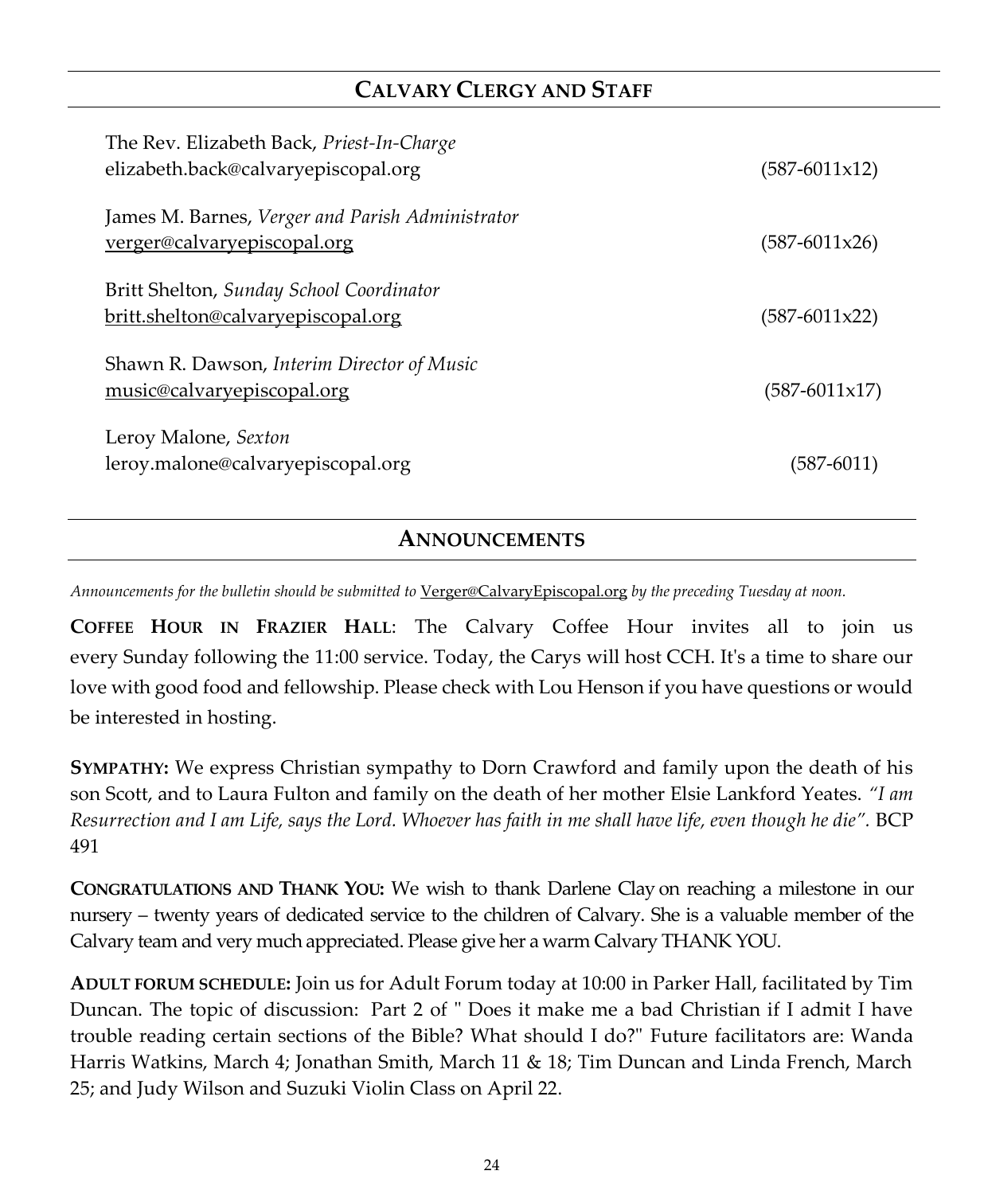## CALVARY CLERGY AND STAFF

The Rev. Elizabeth Back, *Priest-In-Charge*
elizabeth.back@calvaryepiscopal.org (587-6011x12)

James M. Barnes, *Verger and Parish Administrator*
verger@calvaryepiscopal.org (587-6011x26)

Britt Shelton, *Sunday School Coordinator*
britt.shelton@calvaryepiscopal.org (587-6011x22)

Shawn R. Dawson, *Interim Director of Music*
music@calvaryepiscopal.org (587-6011x17)

Leroy Malone, *Sexton*
leroy.malone@calvaryepiscopal.org (587-6011)

## ANNOUNCEMENTS

*Announcements for the bulletin should be submitted to* Verger@CalvaryEpiscopal.org *by the preceding Tuesday at noon.*

**COFFEE HOUR IN FRAZIER HALL**: The Calvary Coffee Hour invites all to join us every Sunday following the 11:00 service. Today, the Carys will host CCH. It's a time to share our love with good food and fellowship. Please check with Lou Henson if you have questions or would be interested in hosting.

**SYMPATHY:** We express Christian sympathy to Dorn Crawford and family upon the death of his son Scott, and to Laura Fulton and family on the death of her mother Elsie Lankford Yeates. *"I am Resurrection and I am Life, says the Lord. Whoever has faith in me shall have life, even though he die".* BCP 491

**CONGRATULATIONS AND THANK YOU:** We wish to thank Darlene Clay on reaching a milestone in our nursery – twenty years of dedicated service to the children of Calvary. She is a valuable member of the Calvary team and very much appreciated. Please give her a warm Calvary THANK YOU.

**ADULT FORUM SCHEDULE:** Join us for Adult Forum today at 10:00 in Parker Hall, facilitated by Tim Duncan. The topic of discussion: Part 2 of " Does it make me a bad Christian if I admit I have trouble reading certain sections of the Bible? What should I do?" Future facilitators are: Wanda Harris Watkins, March 4; Jonathan Smith, March 11 & 18; Tim Duncan and Linda French, March 25; and Judy Wilson and Suzuki Violin Class on April 22.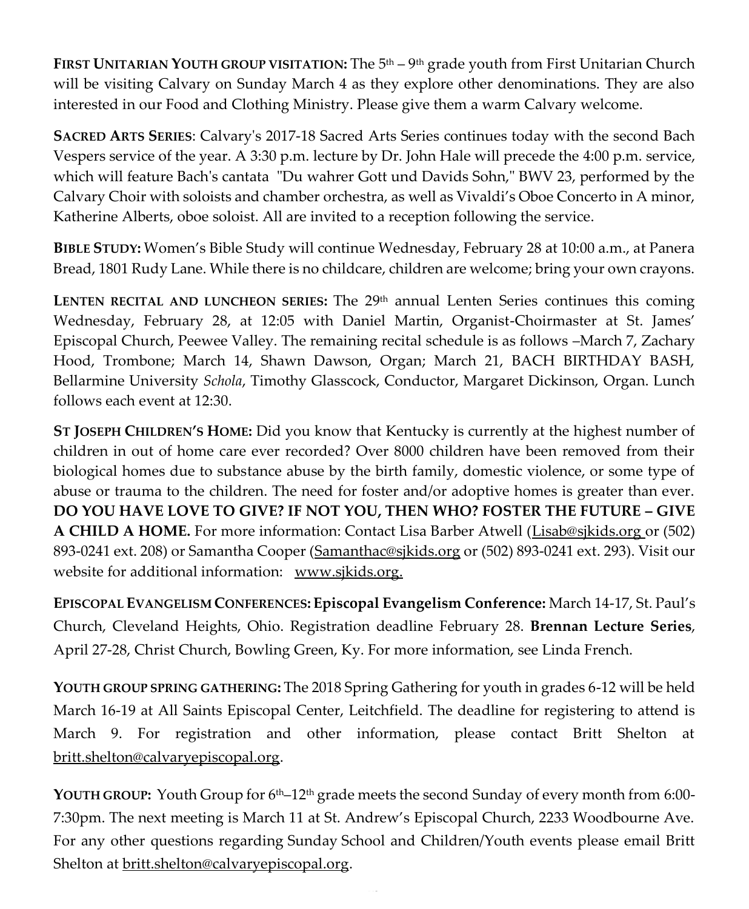**FIRST UNITARIAN YOUTH GROUP VISITATION:** The 5th – 9th grade youth from First Unitarian Church will be visiting Calvary on Sunday March 4 as they explore other denominations. They are also interested in our Food and Clothing Ministry. Please give them a warm Calvary welcome.

**SACRED ARTS SERIES**: Calvary's 2017-18 Sacred Arts Series continues today with the second Bach Vespers service of the year. A 3:30 p.m. lecture by Dr. John Hale will precede the 4:00 p.m. service, which will feature Bach's cantata "Du wahrer Gott und Davids Sohn," BWV 23, performed by the Calvary Choir with soloists and chamber orchestra, as well as Vivaldi's Oboe Concerto in A minor, Katherine Alberts, oboe soloist. All are invited to a reception following the service.

**BIBLE STUDY:** Women's Bible Study will continue Wednesday, February 28 at 10:00 a.m., at Panera Bread, 1801 Rudy Lane. While there is no childcare, children are welcome; bring your own crayons.

**LENTEN RECITAL AND LUNCHEON SERIES:** The 29th annual Lenten Series continues this coming Wednesday, February 28, at 12:05 with Daniel Martin, Organist-Choirmaster at St. James' Episcopal Church, Peewee Valley. The remaining recital schedule is as follows –March 7, Zachary Hood, Trombone; March 14, Shawn Dawson, Organ; March 21, BACH BIRTHDAY BASH, Bellarmine University *Schola*, Timothy Glasscock, Conductor, Margaret Dickinson, Organ. Lunch follows each event at 12:30.

**ST JOSEPH CHILDREN'S HOME:** Did you know that Kentucky is currently at the highest number of children in out of home care ever recorded? Over 8000 children have been removed from their biological homes due to substance abuse by the birth family, domestic violence, or some type of abuse or trauma to the children. The need for foster and/or adoptive homes is greater than ever. **DO YOU HAVE LOVE TO GIVE? IF NOT YOU, THEN WHO? FOSTER THE FUTURE – GIVE A CHILD A HOME.** For more information: Contact Lisa Barber Atwell (Lisab@sjkids.org or (502) 893-0241 ext. 208) or Samantha Cooper (Samanthac@sjkids.org or (502) 893-0241 ext. 293). Visit our website for additional information: www.sjkids.org.

**EPISCOPAL EVANGELISM CONFERENCES: Episcopal Evangelism Conference:** March 14-17, St. Paul's Church, Cleveland Heights, Ohio. Registration deadline February 28. **Brennan Lecture Series**, April 27-28, Christ Church, Bowling Green, Ky. For more information, see Linda French.

**YOUTH GROUP SPRING GATHERING:** The 2018 Spring Gathering for youth in grades 6-12 will be held March 16-19 at All Saints Episcopal Center, Leitchfield. The deadline for registering to attend is March 9. For registration and other information, please contact Britt Shelton at britt.shelton@calvaryepiscopal.org.

**YOUTH GROUP:** Youth Group for 6th–12th grade meets the second Sunday of every month from 6:00-7:30pm. The next meeting is March 11 at St. Andrew's Episcopal Church, 2233 Woodbourne Ave. For any other questions regarding Sunday School and Children/Youth events please email Britt Shelton at britt.shelton@calvaryepiscopal.org.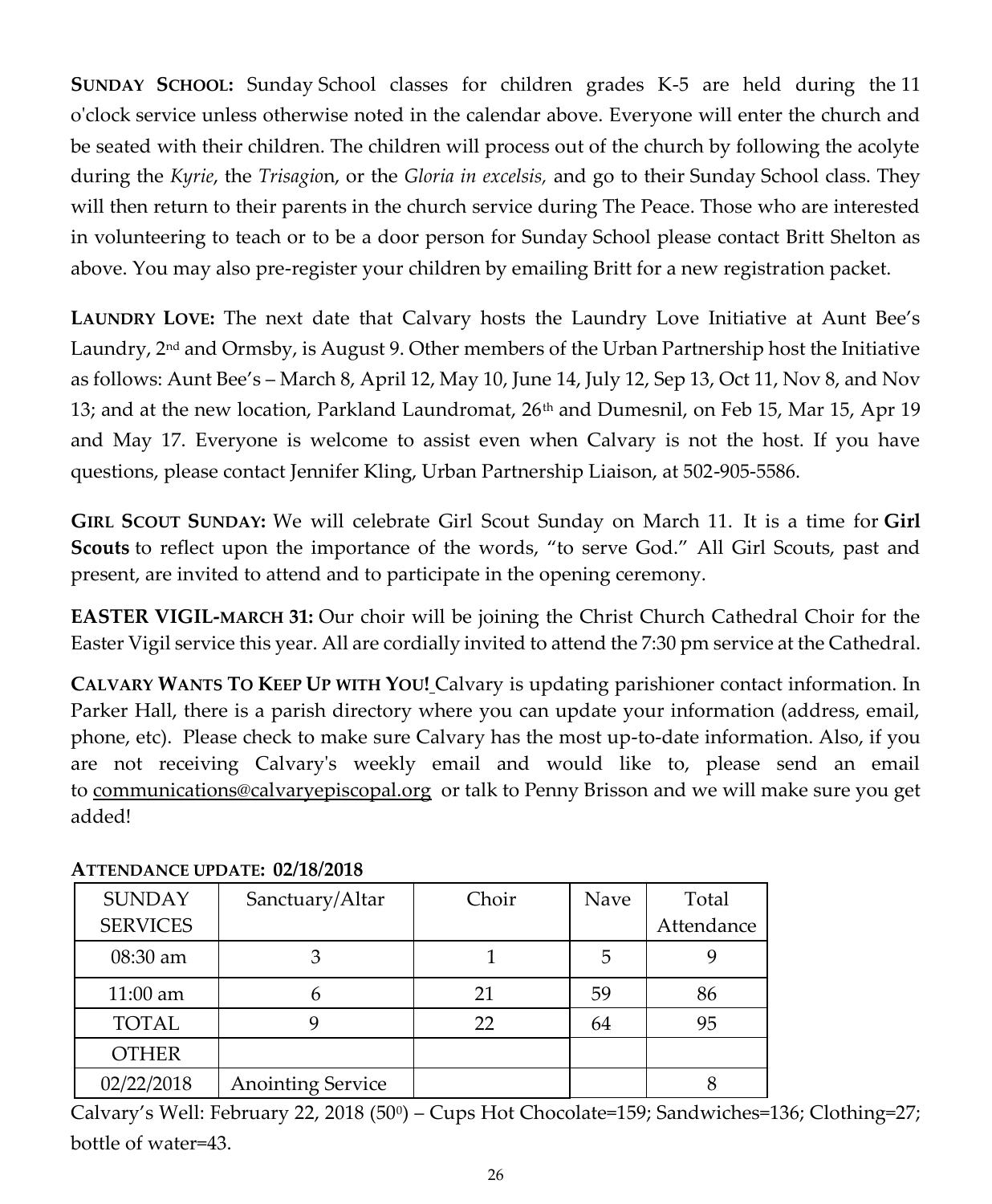**SUNDAY SCHOOL:** Sunday School classes for children grades K-5 are held during the 11 o'clock service unless otherwise noted in the calendar above. Everyone will enter the church and be seated with their children. The children will process out of the church by following the acolyte during the *Kyrie*, the *Trisagion*, or the *Gloria in excelsis,* and go to their Sunday School class. They will then return to their parents in the church service during The Peace. Those who are interested in volunteering to teach or to be a door person for Sunday School please contact Britt Shelton as above. You may also pre-register your children by emailing Britt for a new registration packet.

**LAUNDRY LOVE:** The next date that Calvary hosts the Laundry Love Initiative at Aunt Bee's Laundry, 2nd and Ormsby, is August 9. Other members of the Urban Partnership host the Initiative as follows: Aunt Bee's – March 8, April 12, May 10, June 14, July 12, Sep 13, Oct 11, Nov 8, and Nov 13; and at the new location, Parkland Laundromat, 26th and Dumesnil, on Feb 15, Mar 15, Apr 19 and May 17. Everyone is welcome to assist even when Calvary is not the host. If you have questions, please contact Jennifer Kling, Urban Partnership Liaison, at 502-905-5586.

**GIRL SCOUT SUNDAY:** We will celebrate Girl Scout Sunday on March 11. It is a time for **Girl Scouts** to reflect upon the importance of the words, "to serve God." All Girl Scouts, past and present, are invited to attend and to participate in the opening ceremony.

**EASTER VIGIL-MARCH 31:** Our choir will be joining the Christ Church Cathedral Choir for the Easter Vigil service this year. All are cordially invited to attend the 7:30 pm service at the Cathedral.

**CALVARY WANTS TO KEEP UP WITH YOU!** Calvary is updating parishioner contact information. In Parker Hall, there is a parish directory where you can update your information (address, email, phone, etc). Please check to make sure Calvary has the most up-to-date information. Also, if you are not receiving Calvary's weekly email and would like to, please send an email to communications@calvaryepiscopal.org or talk to Penny Brisson and we will make sure you get added!

**ATTENDANCE UPDATE: 02/18/2018**

| SUNDAY SERVICES | Sanctuary/Altar | Choir | Nave | Total Attendance |
|---|---|---|---|---|
| 08:30 am | 3 | 1 | 5 | 9 |
| 11:00 am | 6 | 21 | 59 | 86 |
| TOTAL | 9 | 22 | 64 | 95 |
| OTHER | | | | |
| 02/22/2018 | Anointing Service | | | 8 |

Calvary's Well: February 22, 2018 (50°) – Cups Hot Chocolate=159; Sandwiches=136; Clothing=27; bottle of water=43.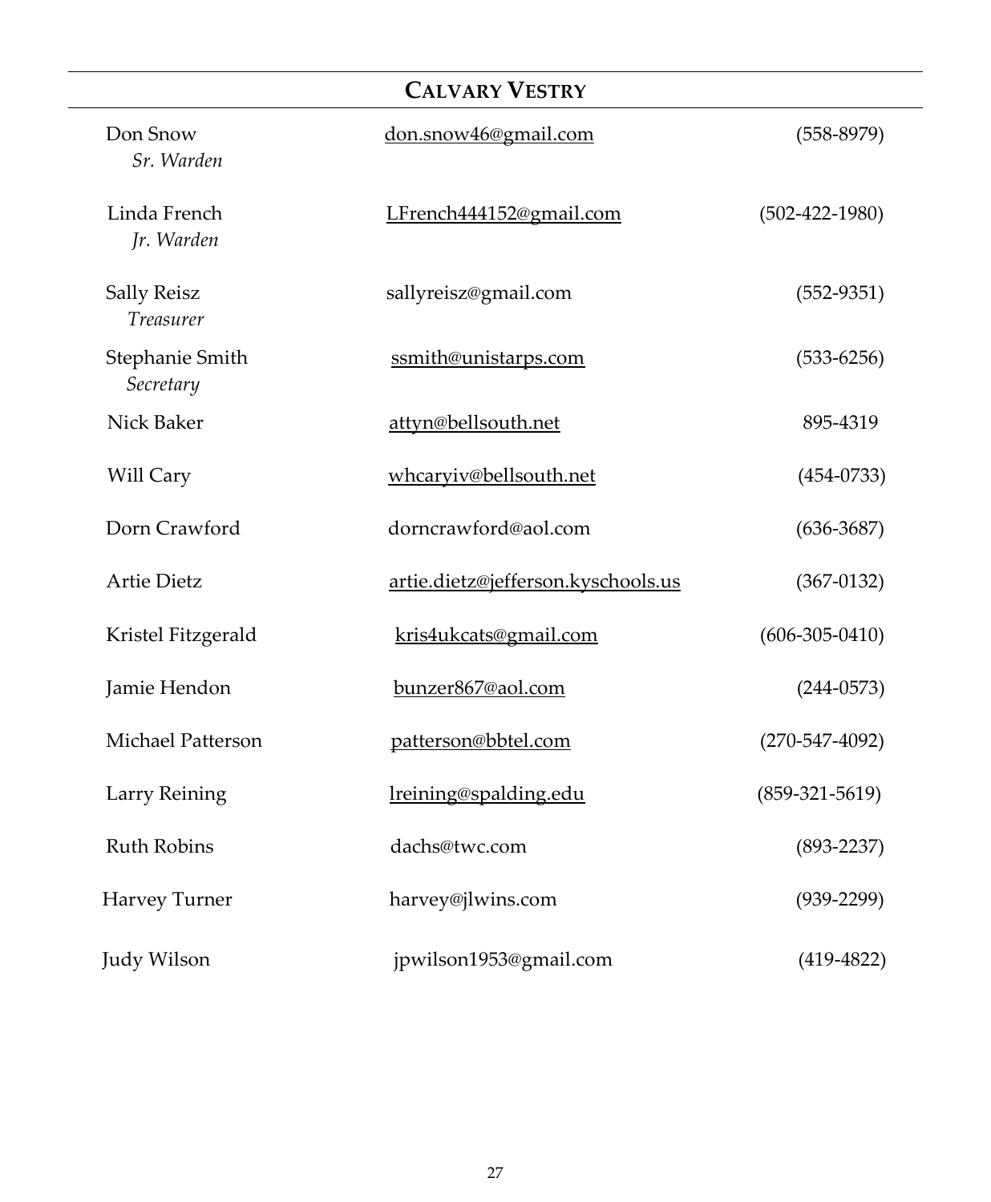## CALVARY VESTRY

| | | |
|---|---|---|
| Don Snow<br>*Sr. Warden* | don.snow46@gmail.com | (558-8979) |
| Linda French<br>*Jr. Warden* | LFrench444152@gmail.com | (502-422-1980) |
| Sally Reisz<br>*Treasurer* | sallyreisz@gmail.com | (552-9351) |
| Stephanie Smith<br>*Secretary* | ssmith@unistarps.com | (533-6256) |
| Nick Baker | attyn@bellsouth.net | 895-4319 |
| Will Cary | whcaryiv@bellsouth.net | (454-0733) |
| Dorn Crawford | dorncrawford@aol.com | (636-3687) |
| Artie Dietz | artie.dietz@jefferson.kyschools.us | (367-0132) |
| Kristel Fitzgerald | kris4ukcats@gmail.com | (606-305-0410) |
| Jamie Hendon | bunzer867@aol.com | (244-0573) |
| Michael Patterson | patterson@bbtel.com | (270-547-4092) |
| Larry Reining | lreining@spalding.edu | (859-321-5619) |
| Ruth Robins | dachs@twc.com | (893-2237) |
| Harvey Turner | harvey@jlwins.com | (939-2299) |
| Judy Wilson | jpwilson1953@gmail.com | (419-4822) |